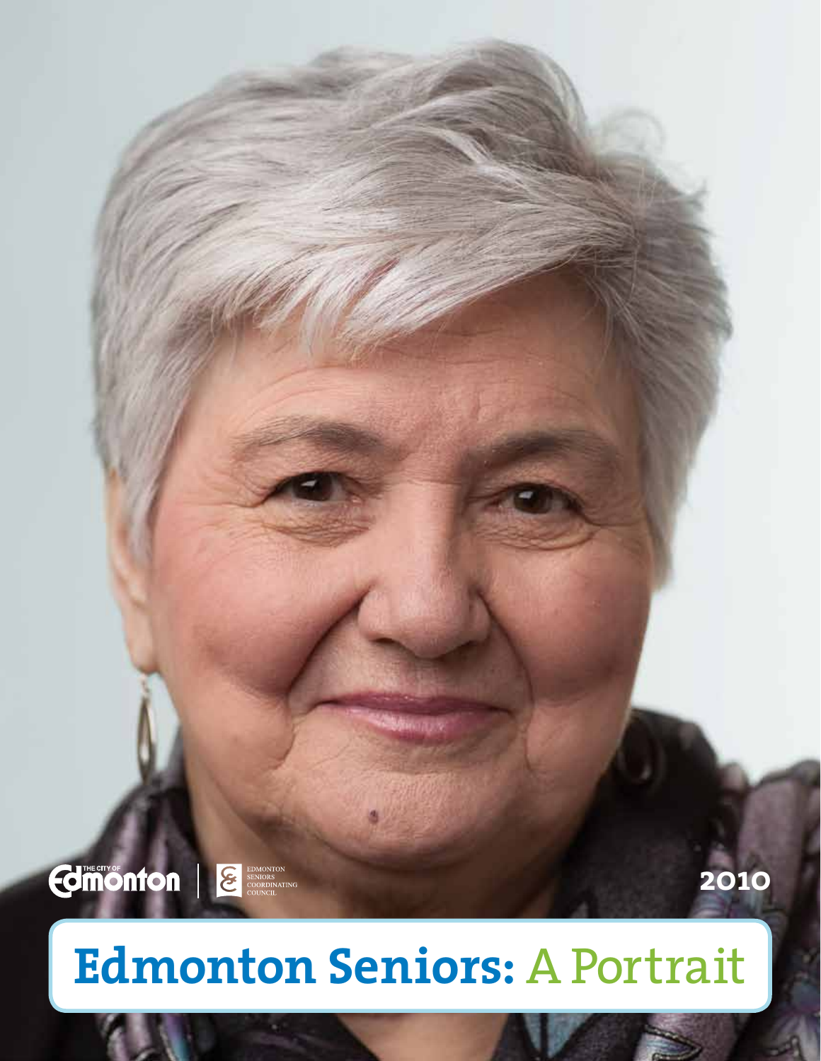THE CITY OF Edmonton | EDMONTON SENIORS COORDINATING COUNCIL

2010

# Edmonton Seniors: A Portrait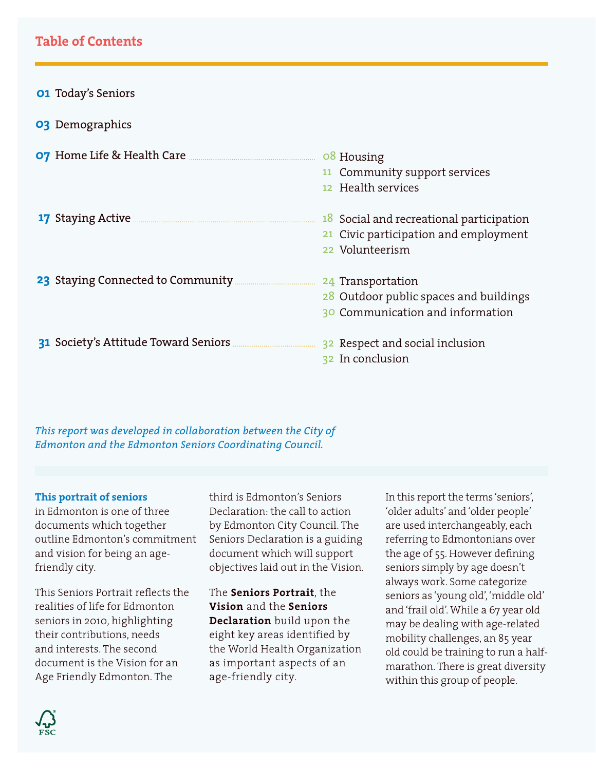## Table of Contents

- **01** Today's Seniors
- **03** Demographics
- **07** Home Life & Health Care
  - 08 Housing
  - 11 Community support services
  - 12 Health services
- **17** Staying Active
  - 18 Social and recreational participation
  - 21 Civic participation and employment
  - 22 Volunteerism
- **23** Staying Connected to Community
  - 24 Transportation
  - 28 Outdoor public spaces and buildings
  - 30 Communication and information
- **31** Society's Attitude Toward Seniors
  - 32 Respect and social inclusion
  - 32 In conclusion

*This report was developed in collaboration between the City of Edmonton and the Edmonton Seniors Coordinating Council.*

**This portrait of seniors** in Edmonton is one of three documents which together outline Edmonton's commitment and vision for being an age-friendly city.

This Seniors Portrait reflects the realities of life for Edmonton seniors in 2010, highlighting their contributions, needs and interests. The second document is the Vision for an Age Friendly Edmonton. The third is Edmonton's Seniors Declaration: the call to action by Edmonton City Council. The Seniors Declaration is a guiding document which will support objectives laid out in the Vision.

The **Seniors Portrait**, the **Vision** and the **Seniors Declaration** build upon the eight key areas identified by the World Health Organization as important aspects of an age-friendly city.

In this report the terms 'seniors', 'older adults' and 'older people' are used interchangeably, each referring to Edmontonians over the age of 55. However defining seniors simply by age doesn't always work. Some categorize seniors as 'young old', 'middle old' and 'frail old'. While a 67 year old may be dealing with age-related mobility challenges, an 85 year old could be training to run a half-marathon. There is great diversity within this group of people.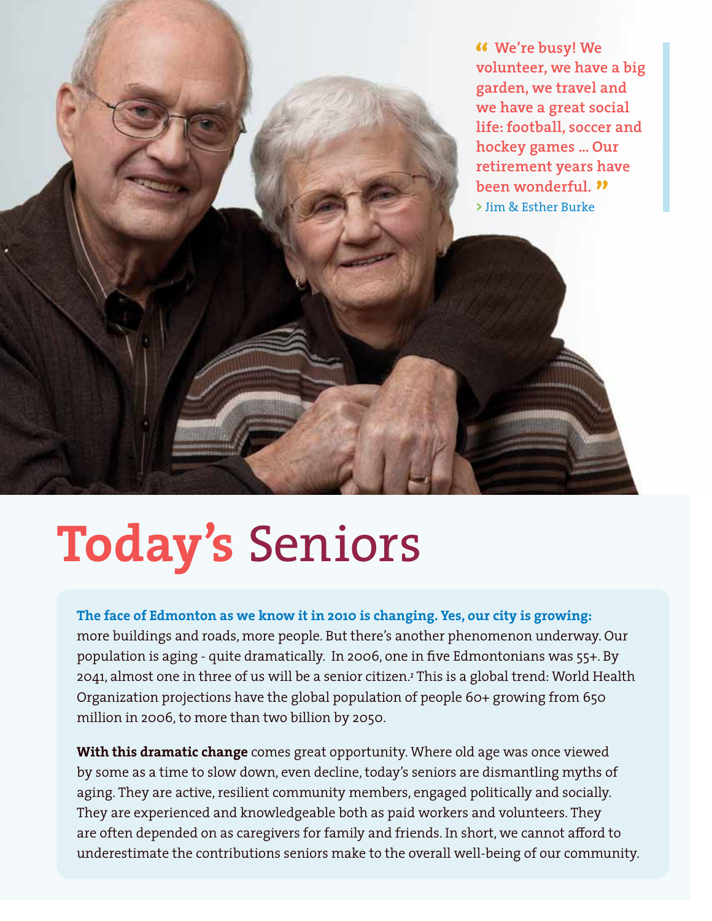> "We're busy! We volunteer, we have a big garden, we travel and we have a great social life: football, soccer and hockey games ... Our retirement years have been wonderful."
>
> › Jim & Esther Burke

# Today's Seniors

**The face of Edmonton as we know it in 2010 is changing. Yes, our city is growing:** more buildings and roads, more people. But there's another phenomenon underway. Our population is aging - quite dramatically. In 2006, one in five Edmontonians was 55+. By 2041, almost one in three of us will be a senior citizen.[1] This is a global trend: World Health Organization projections have the global population of people 60+ growing from 650 million in 2006, to more than two billion by 2050.

**With this dramatic change** comes great opportunity. Where old age was once viewed by some as a time to slow down, even decline, today's seniors are dismantling myths of aging. They are active, resilient community members, engaged politically and socially. They are experienced and knowledgeable both as paid workers and volunteers. They are often depended on as caregivers for family and friends. In short, we cannot afford to underestimate the contributions seniors make to the overall well-being of our community.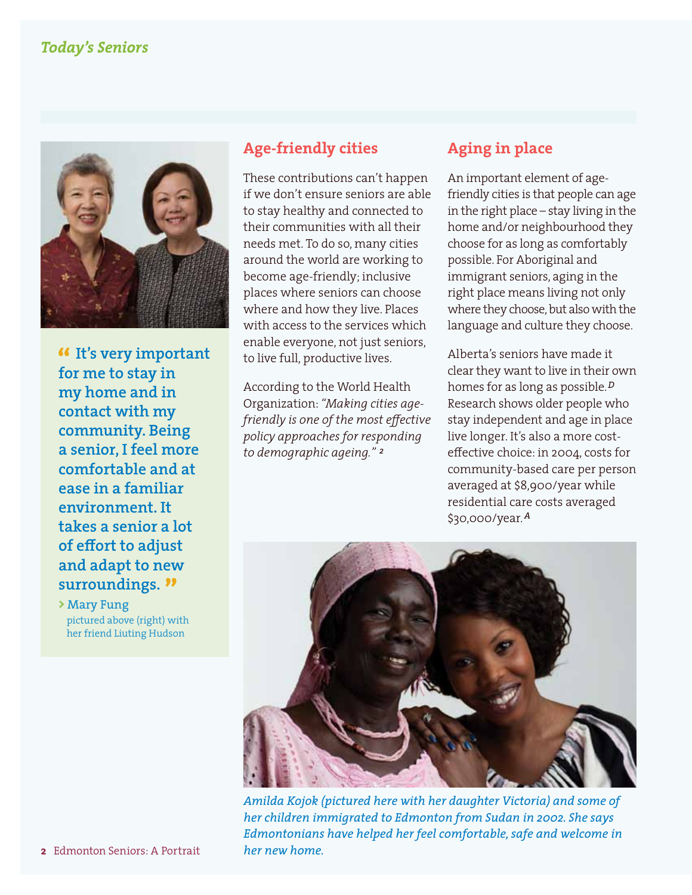## Age-friendly cities

These contributions can't happen if we don't ensure seniors are able to stay healthy and connected to their communities with all their needs met. To do so, many cities around the world are working to become age-friendly; inclusive places where seniors can choose where and how they live. Places with access to the services which enable everyone, not just seniors, to live full, productive lives.

According to the World Health Organization: *"Making cities age-friendly is one of the most effective policy approaches for responding to demographic ageing."* [2]

## Aging in place

An important element of age-friendly cities is that people can age in the right place – stay living in the home and/or neighbourhood they choose for as long as comfortably possible. For Aboriginal and immigrant seniors, aging in the right place means living not only where they choose, but also with the language and culture they choose.

Alberta's seniors have made it clear they want to live in their own homes for as long as possible.[D] Research shows older people who stay independent and age in place live longer. It's also a more cost-effective choice: in 2004, costs for community-based care per person averaged at $8,900/year while residential care costs averaged $30,000/year.[A]

**"It's very important for me to stay in my home and in contact with my community. Being a senior, I feel more comfortable and at ease in a familiar environment. It takes a senior a lot of effort to adjust and adapt to new surroundings."**

› Mary Fung
pictured above (right) with her friend Liuting Hudson

*Amilda Kojok (pictured here with her daughter Victoria) and some of her children immigrated to Edmonton from Sudan in 2002. She says Edmontonians have helped her feel comfortable, safe and welcome in her new home.*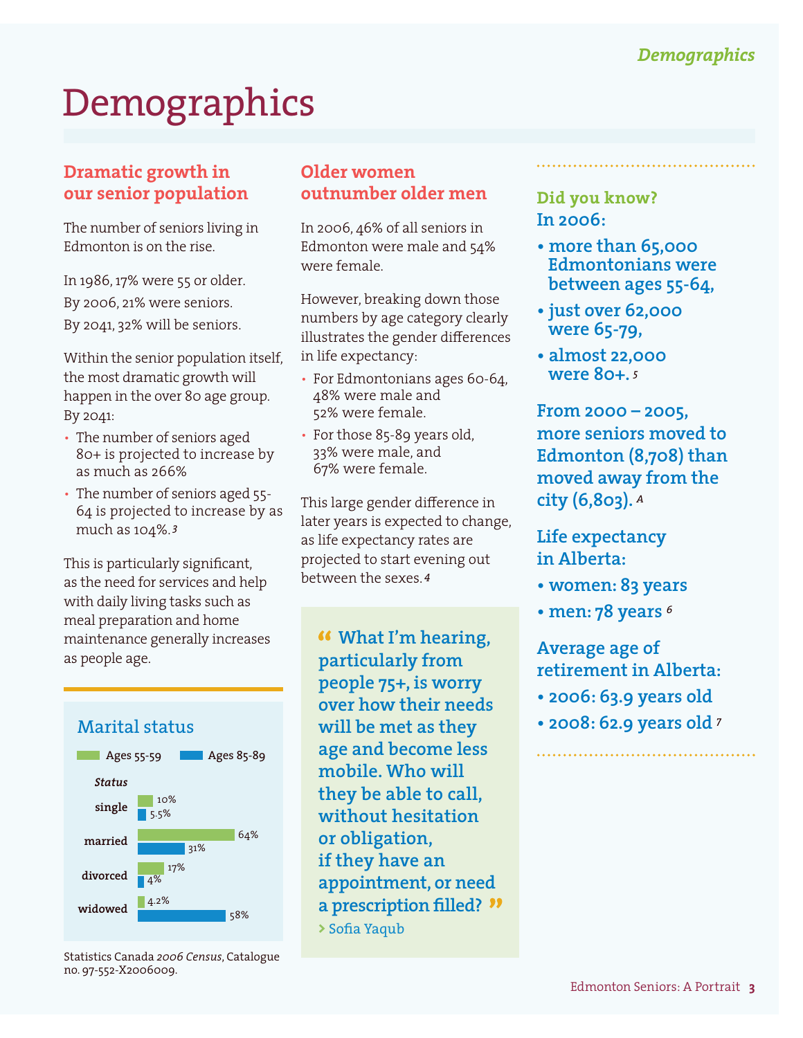# Demographics

## Dramatic growth in our senior population

The number of seniors living in Edmonton is on the rise.

In 1986, 17% were 55 or older.
By 2006, 21% were seniors.
By 2041, 32% will be seniors.

Within the senior population itself, the most dramatic growth will happen in the over 80 age group. By 2041:

- The number of seniors aged 80+ is projected to increase by as much as 266%
- The number of seniors aged 55-64 is projected to increase by as much as 104%.[3]

This is particularly significant, as the need for services and help with daily living tasks such as meal preparation and home maintenance generally increases as people age.

### Marital status

| Status | Ages 55-59 | Ages 85-89 |
| --- | --- | --- |
| single | 10% | 5.5% |
| married | 64% | 31% |
| divorced | 17% | 4% |
| widowed | 4.2% | 58% |

Statistics Canada *2006 Census*, Catalogue no. 97-552-X2006009.

## Older women outnumber older men

In 2006, 46% of all seniors in Edmonton were male and 54% were female.

However, breaking down those numbers by age category clearly illustrates the gender differences in life expectancy:

- For Edmontonians ages 60-64, 48% were male and 52% were female.
- For those 85-89 years old, 33% were male, and 67% were female.

This large gender difference in later years is expected to change, as life expectancy rates are projected to start evening out between the sexes.[4]

> **"What I'm hearing, particularly from people 75+, is worry over how their needs will be met as they age and become less mobile. Who will they be able to call, without hesitation or obligation, if they have an appointment, or need a prescription filled?"**
>
> › Sofia Yaqub

**Did you know?**
**In 2006:**

- **more than 65,000 Edmontonians were between ages 55-64,**
- **just over 62,000 were 65-79,**
- **almost 22,000 were 80+.**[5]

**From 2000 – 2005, more seniors moved to Edmonton (8,708) than moved away from the city (6,803).**[A]

**Life expectancy in Alberta:**

- **women: 83 years**
- **men: 78 years**[6]

**Average age of retirement in Alberta:**

- **2006: 63.9 years old**
- **2008: 62.9 years old**[7]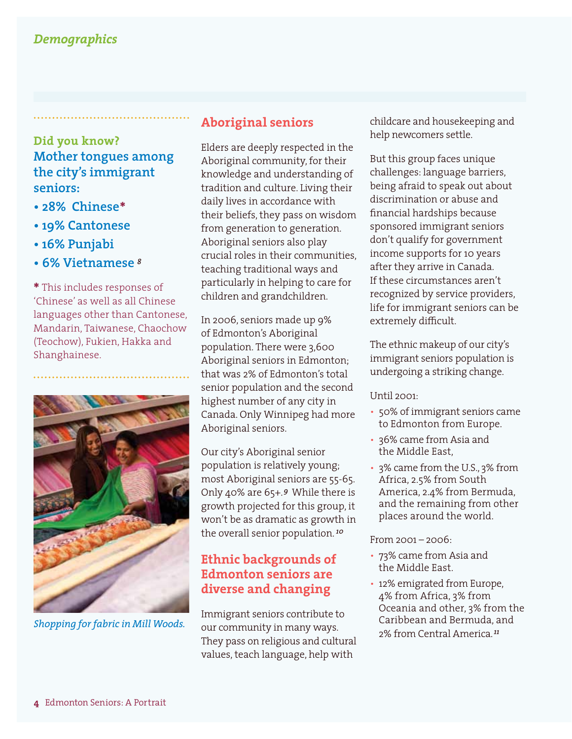## Demographics

**Did you know?**

**Mother tongues among the city's immigrant seniors:**

- **28% Chinese***
- **19% Cantonese**
- **16% Punjabi**
- **6% Vietnamese** [8]

***** This includes responses of 'Chinese' as well as all Chinese languages other than Cantonese, Mandarin, Taiwanese, Chaochow (Teochow), Fukien, Hakka and Shanghainese.

*Shopping for fabric in Mill Woods.*

## Aboriginal seniors

Elders are deeply respected in the Aboriginal community, for their knowledge and understanding of tradition and culture. Living their daily lives in accordance with their beliefs, they pass on wisdom from generation to generation. Aboriginal seniors also play crucial roles in their communities, teaching traditional ways and particularly in helping to care for children and grandchildren.

In 2006, seniors made up 9% of Edmonton's Aboriginal population. There were 3,600 Aboriginal seniors in Edmonton; that was 2% of Edmonton's total senior population and the second highest number of any city in Canada. Only Winnipeg had more Aboriginal seniors.

Our city's Aboriginal senior population is relatively young; most Aboriginal seniors are 55-65. Only 40% are 65+.[9] While there is growth projected for this group, it won't be as dramatic as growth in the overall senior population.[10]

## Ethnic backgrounds of Edmonton seniors are diverse and changing

Immigrant seniors contribute to our community in many ways. They pass on religious and cultural values, teach language, help with childcare and housekeeping and help newcomers settle.

But this group faces unique challenges: language barriers, being afraid to speak out about discrimination or abuse and financial hardships because sponsored immigrant seniors don't qualify for government income supports for 10 years after they arrive in Canada. If these circumstances aren't recognized by service providers, life for immigrant seniors can be extremely difficult.

The ethnic makeup of our city's immigrant seniors population is undergoing a striking change.

Until 2001:

- 50% of immigrant seniors came to Edmonton from Europe.
- 36% came from Asia and the Middle East,
- 3% came from the U.S., 3% from Africa, 2.5% from South America, 2.4% from Bermuda, and the remaining from other places around the world.

From 2001 – 2006:

- 73% came from Asia and the Middle East.
- 12% emigrated from Europe, 4% from Africa, 3% from Oceania and other, 3% from the Caribbean and Bermuda, and 2% from Central America.[11]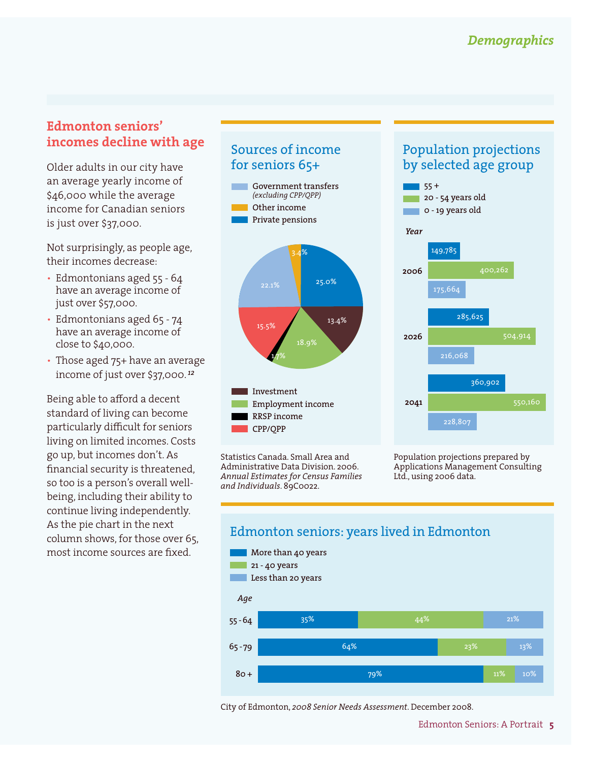## Edmonton seniors' incomes decline with age

Older adults in our city have an average yearly income of $46,000 while the average income for Canadian seniors is just over $37,000.

Not surprisingly, as people age, their incomes decrease:

- Edmontonians aged 55 - 64 have an average income of just over $57,000.
- Edmontonians aged 65 - 74 have an average income of close to $40,000.
- Those aged 75+ have an average income of just over $37,000.[12]

Being able to afford a decent standard of living can become particularly difficult for seniors living on limited incomes. Costs go up, but incomes don't. As financial security is threatened, so too is a person's overall well-being, including their ability to continue living independently. As the pie chart in the next column shows, for those over 65, most income sources are fixed.

### Sources of income for seniors 65+

| Source | Percentage |
|---|---|
| Government transfers *(excluding CPP/QPP)* | 22.1% |
| Other income | 3.4% |
| Private pensions | 25.0% |
| Investment | 13.4% |
| Employment income | 18.9% |
| RRSP income | 1.7% |
| CPP/QPP | 15.5% |

Statistics Canada. Small Area and Administrative Data Division. 2006. *Annual Estimates for Census Families and Individuals*. 89C0022.

### Population projections by selected age group

| Year | 55 + | 20 - 54 years old | 0 - 19 years old |
|---|---|---|---|
| 2006 | 149,785 | 400,262 | 175,664 |
| 2026 | 285,625 | 504,914 | 216,068 |
| 2041 | 360,902 | 550,160 | 228,807 |

Population projections prepared by Applications Management Consulting Ltd., using 2006 data.

### Edmonton seniors: years lived in Edmonton

| Age | More than 40 years | 21 - 40 years | Less than 20 years |
|---|---|---|---|
| 55 - 64 | 35% | 44% | 21% |
| 65 - 79 | 64% | 23% | 13% |
| 80 + | 79% | 11% | 10% |

City of Edmonton, *2008 Senior Needs Assessment*. December 2008.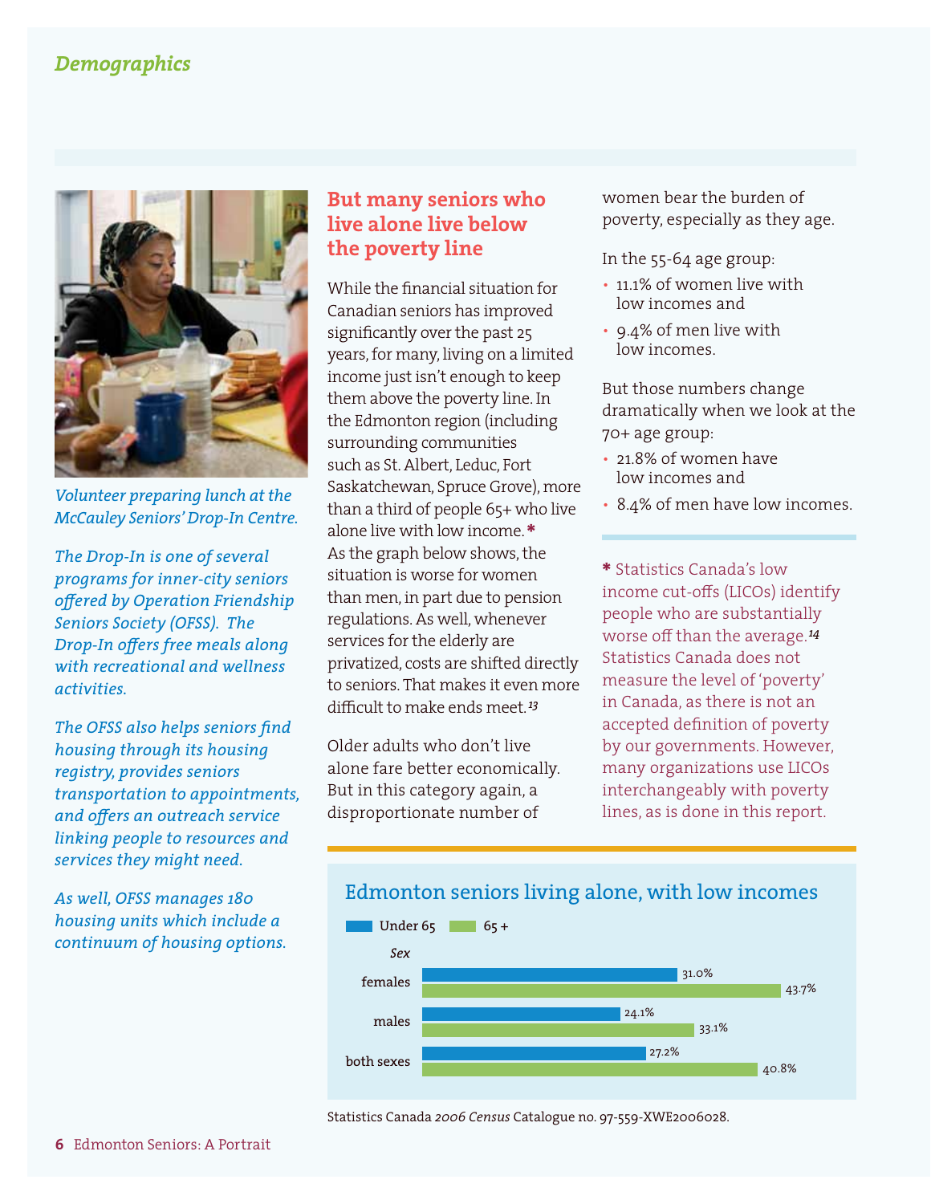## Demographics

*Volunteer preparing lunch at the McCauley Seniors' Drop-In Centre.*

*The Drop-In is one of several programs for inner-city seniors offered by Operation Friendship Seniors Society (OFSS). The Drop-In offers free meals along with recreational and wellness activities.*

*The OFSS also helps seniors find housing through its housing registry, provides seniors transportation to appointments, and offers an outreach service linking people to resources and services they might need.*

*As well, OFSS manages 180 housing units which include a continuum of housing options.*

### But many seniors who live alone live below the poverty line

While the financial situation for Canadian seniors has improved significantly over the past 25 years, for many, living on a limited income just isn't enough to keep them above the poverty line. In the Edmonton region (including surrounding communities such as St. Albert, Leduc, Fort Saskatchewan, Spruce Grove), more than a third of people 65+ who live alone live with low income.* As the graph below shows, the situation is worse for women than men, in part due to pension regulations. As well, whenever services for the elderly are privatized, costs are shifted directly to seniors. That makes it even more difficult to make ends meet.[13]

Older adults who don't live alone fare better economically. But in this category again, a disproportionate number of women bear the burden of poverty, especially as they age.

In the 55-64 age group:

- 11.1% of women live with low incomes and
- 9.4% of men live with low incomes.

But those numbers change dramatically when we look at the 70+ age group:

- 21.8% of women have low incomes and
- 8.4% of men have low incomes.

* Statistics Canada's low income cut-offs (LICOs) identify people who are substantially worse off than the average.[14] Statistics Canada does not measure the level of 'poverty' in Canada, as there is not an accepted definition of poverty by our governments. However, many organizations use LICOs interchangeably with poverty lines, as is done in this report.

### Edmonton seniors living alone, with low incomes

| Sex | Under 65 | 65 + |
|---|---|---|
| females | 31.0% | 43.7% |
| males | 24.1% | 33.1% |
| both sexes | 27.2% | 40.8% |

Statistics Canada *2006 Census* Catalogue no. 97-559-XWE2006028.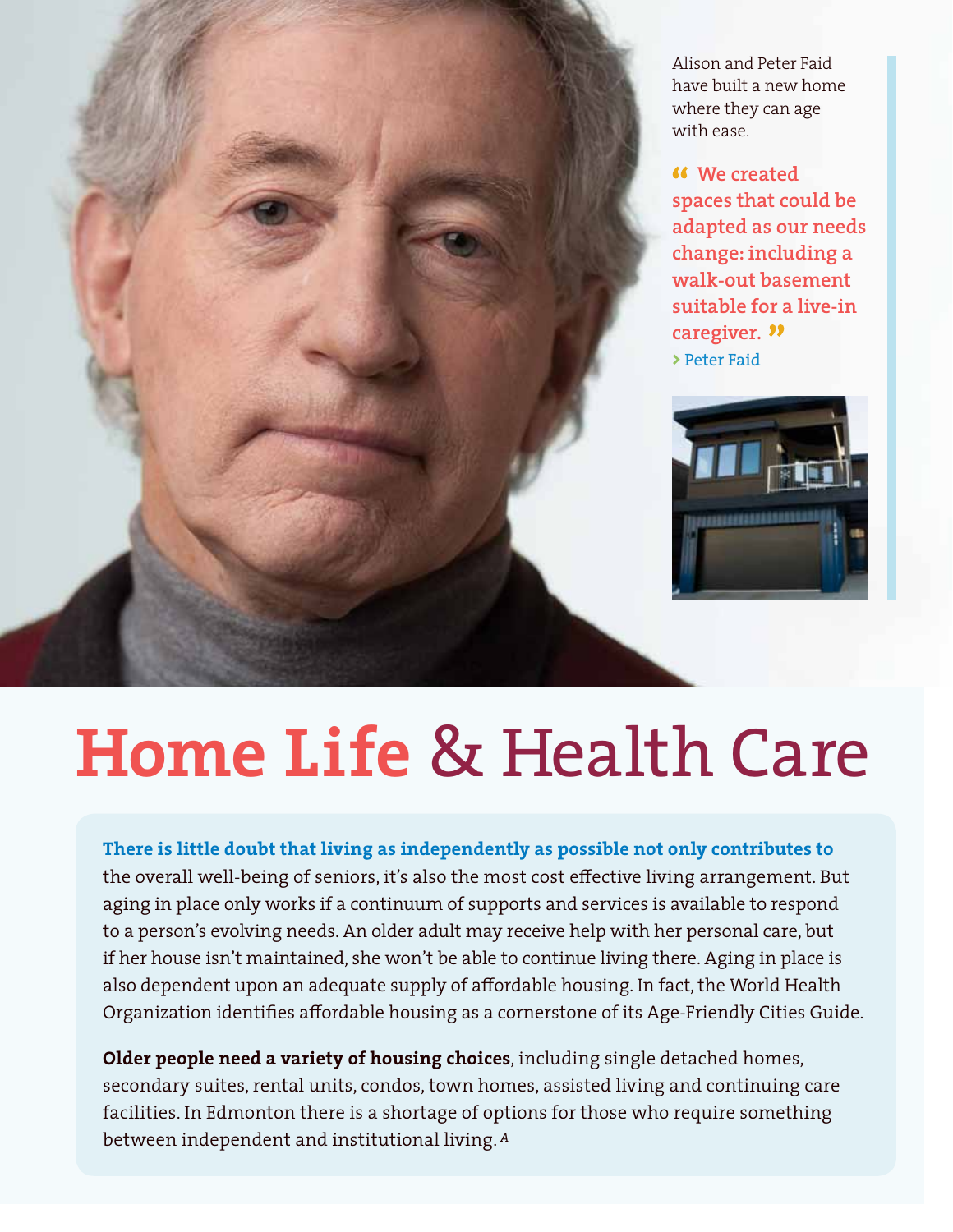Alison and Peter Faid have built a new home where they can age with ease.

> "We created spaces that could be adapted as our needs change: including a walk-out basement suitable for a live-in caregiver."
> › Peter Faid

# Home Life & Health Care

**There is little doubt that living as independently as possible not only contributes to** the overall well-being of seniors, it's also the most cost effective living arrangement. But aging in place only works if a continuum of supports and services is available to respond to a person's evolving needs. An older adult may receive help with her personal care, but if her house isn't maintained, she won't be able to continue living there. Aging in place is also dependent upon an adequate supply of affordable housing. In fact, the World Health Organization identifies affordable housing as a cornerstone of its Age-Friendly Cities Guide.

**Older people need a variety of housing choices**, including single detached homes, secondary suites, rental units, condos, town homes, assisted living and continuing care facilities. In Edmonton there is a shortage of options for those who require something between independent and institutional living. [A]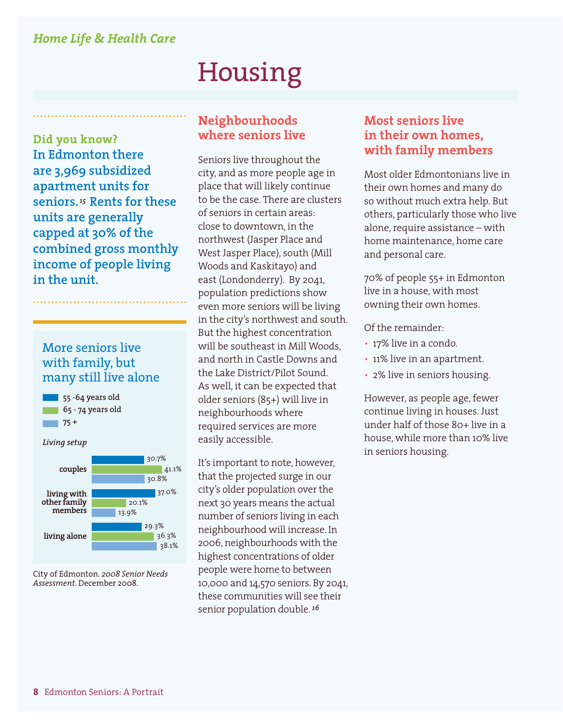*Home Life & Health Care*

# Housing

**Did you know?**
**In Edmonton there are 3,969 subsidized apartment units for seniors.[15] Rents for these units are generally capped at 30% of the combined gross monthly income of people living in the unit.**

### More seniors live with family, but many still live alone

*Living setup*

| Living setup | 55 -64 years old | 65 - 74 years old | 75 + |
|---|---|---|---|
| couples | 30.7% | 41.1% | 30.8% |
| living with other family members | 37.0% | 20.1% | 13.9% |
| living alone | 29.3% | 36.3% | 38.1% |

City of Edmonton. *2008 Senior Needs Assessment*. December 2008.

## Neighbourhoods where seniors live

Seniors live throughout the city, and as more people age in place that will likely continue to be the case. There are clusters of seniors in certain areas: close to downtown, in the northwest (Jasper Place and West Jasper Place), south (Mill Woods and Kaskitayo) and east (Londonderry). By 2041, population predictions show even more seniors will be living in the city's northwest and south. But the highest concentration will be southeast in Mill Woods, and north in Castle Downs and the Lake District/Pilot Sound. As well, it can be expected that older seniors (85+) will live in neighbourhoods where required services are more easily accessible.

It's important to note, however, that the projected surge in our city's older population over the next 30 years means the actual number of seniors living in each neighbourhood will increase. In 2006, neighbourhoods with the highest concentrations of older people were home to between 10,000 and 14,570 seniors. By 2041, these communities will see their senior population double.[16]

## Most seniors live in their own homes, with family members

Most older Edmontonians live in their own homes and many do so without much extra help. But others, particularly those who live alone, require assistance – with home maintenance, home care and personal care.

70% of people 55+ in Edmonton live in a house, with most owning their own homes.

Of the remainder:

- 17% live in a condo.
- 11% live in an apartment.
- 2% live in seniors housing.

However, as people age, fewer continue living in houses. Just under half of those 80+ live in a house, while more than 10% live in seniors housing.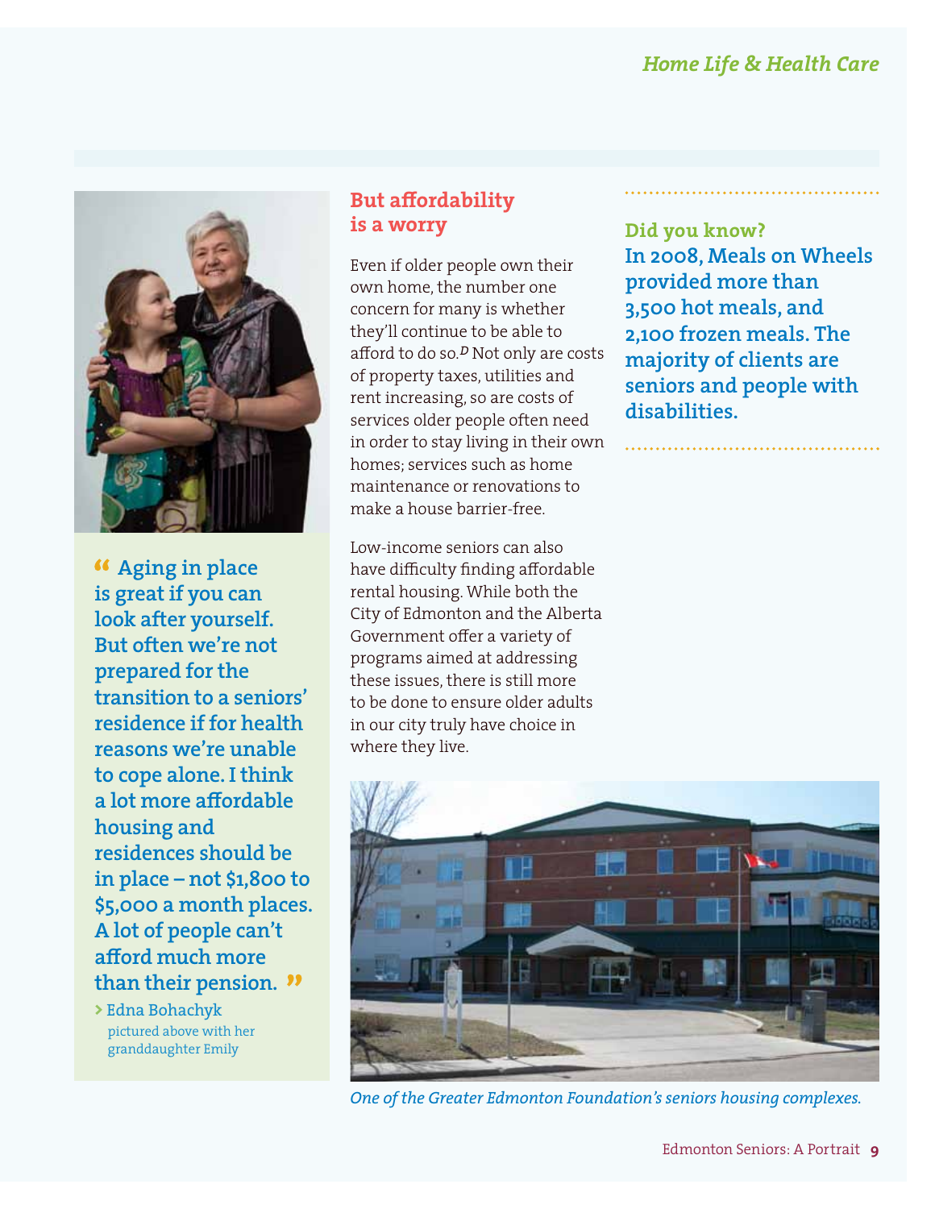## But affordability is a worry

Even if older people own their own home, the number one concern for many is whether they'll continue to be able to afford to do so.[D] Not only are costs of property taxes, utilities and rent increasing, so are costs of services older people often need in order to stay living in their own homes; services such as home maintenance or renovations to make a house barrier-free.

Low-income seniors can also have difficulty finding affordable rental housing. While both the City of Edmonton and the Alberta Government offer a variety of programs aimed at addressing these issues, there is still more to be done to ensure older adults in our city truly have choice in where they live.

**"Aging in place is great if you can look after yourself. But often we're not prepared for the transition to a seniors' residence if for health reasons we're unable to cope alone. I think a lot more affordable housing and residences should be in place – not $1,800 to $5,000 a month places. A lot of people can't afford much more than their pension."**

› Edna Bohachyk
pictured above with her granddaughter Emily

**Did you know?**
**In 2008, Meals on Wheels provided more than 3,500 hot meals, and 2,100 frozen meals. The majority of clients are seniors and people with disabilities.**

*One of the Greater Edmonton Foundation's seniors housing complexes.*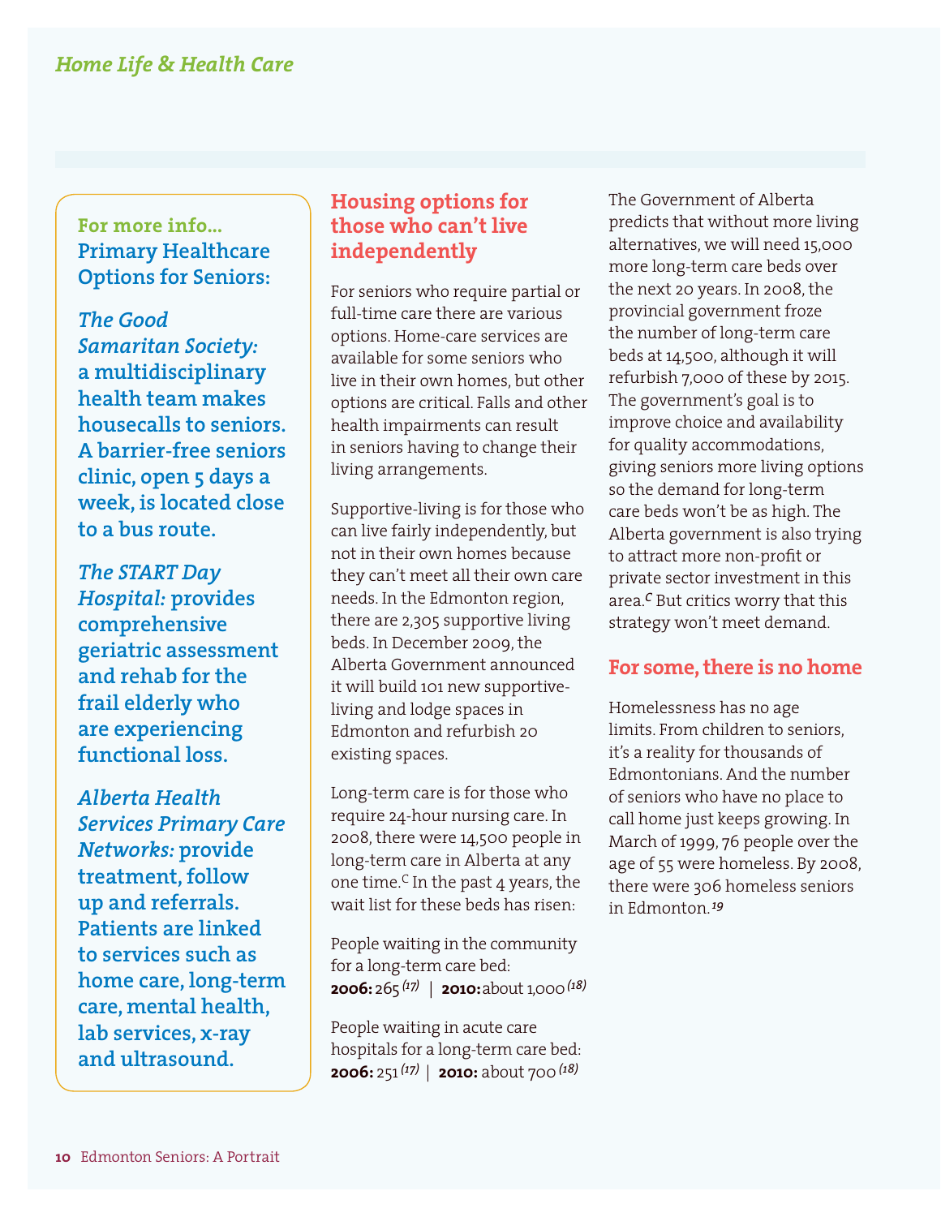## Housing options for those who can't live independently

For seniors who require partial or full-time care there are various options. Home-care services are available for some seniors who live in their own homes, but other options are critical. Falls and other health impairments can result in seniors having to change their living arrangements.

Supportive-living is for those who can live fairly independently, but not in their own homes because they can't meet all their own care needs. In the Edmonton region, there are 2,305 supportive living beds. In December 2009, the Alberta Government announced it will build 101 new supportive-living and lodge spaces in Edmonton and refurbish 20 existing spaces.

Long-term care is for those who require 24-hour nursing care. In 2008, there were 14,500 people in long-term care in Alberta at any one time.[C] In the past 4 years, the wait list for these beds has risen:

People waiting in the community for a long-term care bed:
**2006:** 265 [17] | **2010:** about 1,000 [18]

People waiting in acute care hospitals for a long-term care bed:
**2006:** 251 [17] | **2010:** about 700 [18]

The Government of Alberta predicts that without more living alternatives, we will need 15,000 more long-term care beds over the next 20 years. In 2008, the provincial government froze the number of long-term care beds at 14,500, although it will refurbish 7,000 of these by 2015. The government's goal is to improve choice and availability for quality accommodations, giving seniors more living options so the demand for long-term care beds won't be as high. The Alberta government is also trying to attract more non-profit or private sector investment in this area.[C] But critics worry that this strategy won't meet demand.

## For some, there is no home

Homelessness has no age limits. From children to seniors, it's a reality for thousands of Edmontonians. And the number of seniors who have no place to call home just keeps growing. In March of 1999, 76 people over the age of 55 were homeless. By 2008, there were 306 homeless seniors in Edmonton.[19]

**For more info...**
**Primary Healthcare Options for Seniors:**

***The Good Samaritan Society:*** **a multidisciplinary health team makes housecalls to seniors. A barrier-free seniors clinic, open 5 days a week, is located close to a bus route.**

***The START Day Hospital:*** **provides comprehensive geriatric assessment and rehab for the frail elderly who are experiencing functional loss.**

***Alberta Health Services Primary Care Networks:*** **provide treatment, follow up and referrals. Patients are linked to services such as home care, long-term care, mental health, lab services, x-ray and ultrasound.**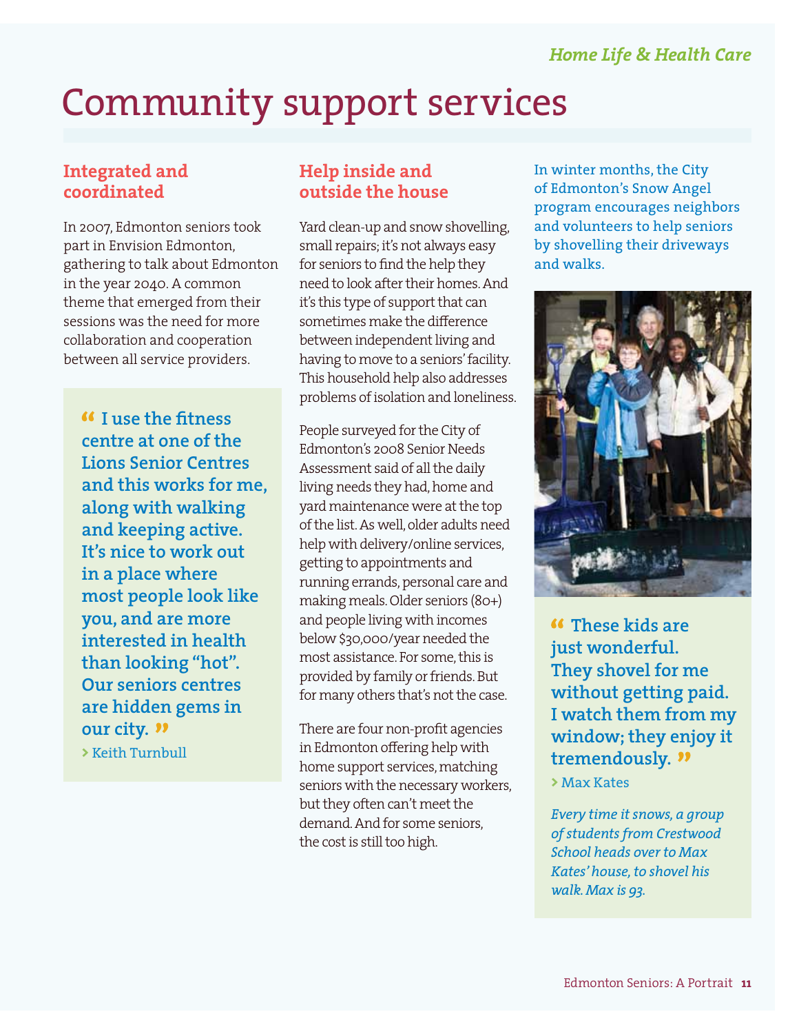# Community support services

## Integrated and coordinated

In 2007, Edmonton seniors took part in Envision Edmonton, gathering to talk about Edmonton in the year 2040. A common theme that emerged from their sessions was the need for more collaboration and cooperation between all service providers.

> **"I use the fitness centre at one of the Lions Senior Centres and this works for me, along with walking and keeping active. It's nice to work out in a place where most people look like you, and are more interested in health than looking "hot". Our seniors centres are hidden gems in our city."**
>
> › Keith Turnbull

## Help inside and outside the house

Yard clean-up and snow shovelling, small repairs; it's not always easy for seniors to find the help they need to look after their homes. And it's this type of support that can sometimes make the difference between independent living and having to move to a seniors' facility. This household help also addresses problems of isolation and loneliness.

People surveyed for the City of Edmonton's 2008 Senior Needs Assessment said of all the daily living needs they had, home and yard maintenance were at the top of the list. As well, older adults need help with delivery/online services, getting to appointments and running errands, personal care and making meals. Older seniors (80+) and people living with incomes below $30,000/year needed the most assistance. For some, this is provided by family or friends. But for many others that's not the case.

There are four non-profit agencies in Edmonton offering help with home support services, matching seniors with the necessary workers, but they often can't meet the demand. And for some seniors, the cost is still too high.

In winter months, the City of Edmonton's Snow Angel program encourages neighbors and volunteers to help seniors by shovelling their driveways and walks.

> **"These kids are just wonderful. They shovel for me without getting paid. I watch them from my window; they enjoy it tremendously."**
>
> › Max Kates

*Every time it snows, a group of students from Crestwood School heads over to Max Kates' house, to shovel his walk. Max is 93.*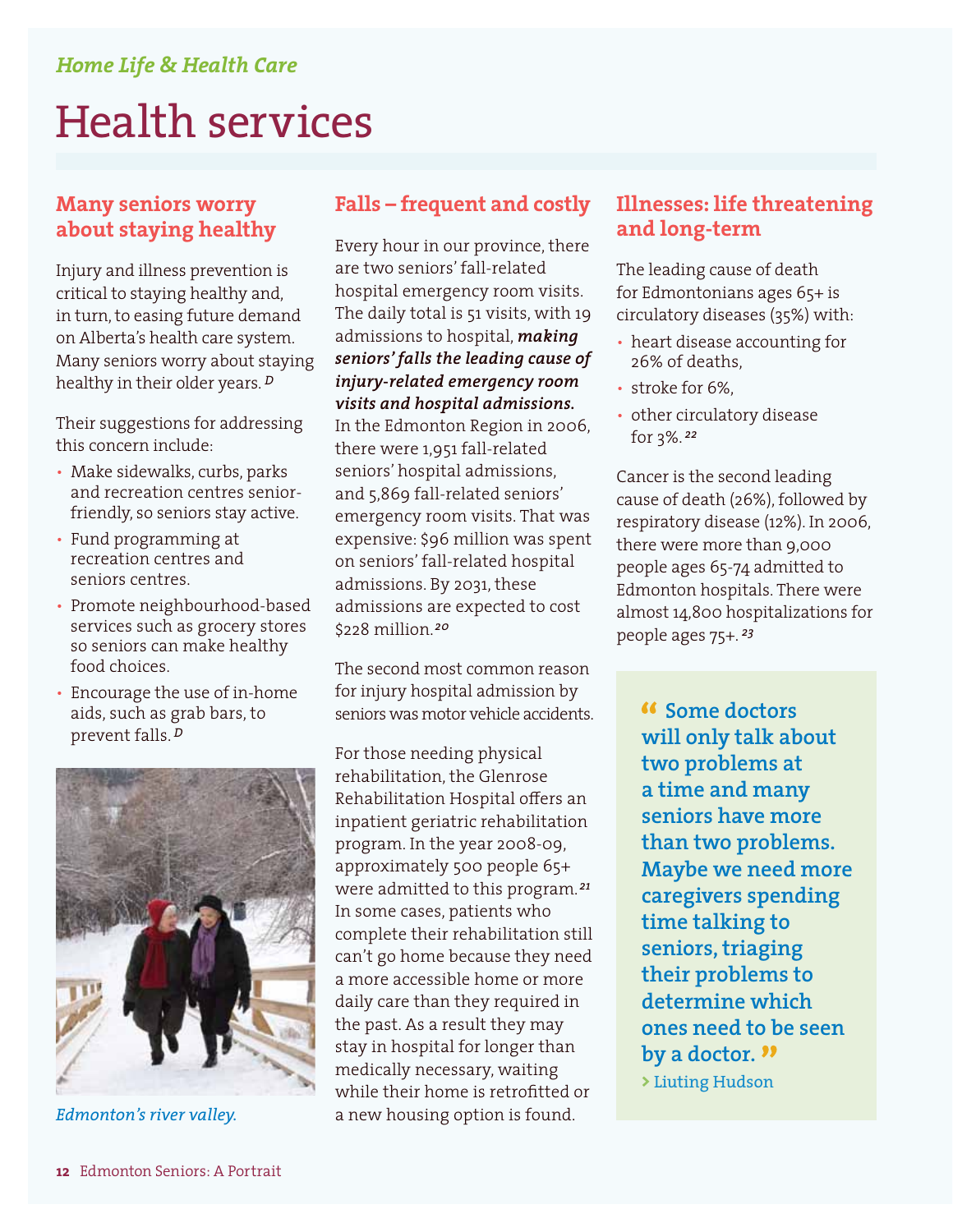*Home Life & Health Care*

# Health services

## Many seniors worry about staying healthy

Injury and illness prevention is critical to staying healthy and, in turn, to easing future demand on Alberta's health care system. Many seniors worry about staying healthy in their older years. [D]

Their suggestions for addressing this concern include:

- Make sidewalks, curbs, parks and recreation centres senior-friendly, so seniors stay active.
- Fund programming at recreation centres and seniors centres.
- Promote neighbourhood-based services such as grocery stores so seniors can make healthy food choices.
- Encourage the use of in-home aids, such as grab bars, to prevent falls. [D]

*Edmonton's river valley.*

## Falls – frequent and costly

Every hour in our province, there are two seniors' fall-related hospital emergency room visits. The daily total is 51 visits, with 19 admissions to hospital, ***making seniors' falls the leading cause of injury-related emergency room visits and hospital admissions.*** In the Edmonton Region in 2006, there were 1,951 fall-related seniors' hospital admissions, and 5,869 fall-related seniors' emergency room visits. That was expensive: $96 million was spent on seniors' fall-related hospital admissions. By 2031, these admissions are expected to cost $228 million.[20]

The second most common reason for injury hospital admission by seniors was motor vehicle accidents.

For those needing physical rehabilitation, the Glenrose Rehabilitation Hospital offers an inpatient geriatric rehabilitation program. In the year 2008-09, approximately 500 people 65+ were admitted to this program.[21] In some cases, patients who complete their rehabilitation still can't go home because they need a more accessible home or more daily care than they required in the past. As a result they may stay in hospital for longer than medically necessary, waiting while their home is retrofitted or a new housing option is found.

## Illnesses: life threatening and long-term

The leading cause of death for Edmontonians ages 65+ is circulatory diseases (35%) with:

- heart disease accounting for 26% of deaths,
- stroke for 6%,
- other circulatory disease for 3%.[22]

Cancer is the second leading cause of death (26%), followed by respiratory disease (12%). In 2006, there were more than 9,000 people ages 65-74 admitted to Edmonton hospitals. There were almost 14,800 hospitalizations for people ages 75+.[23]

> **"Some doctors will only talk about two problems at a time and many seniors have more than two problems. Maybe we need more caregivers spending time talking to seniors, triaging their problems to determine which ones need to be seen by a doctor."**
>
> › Liuting Hudson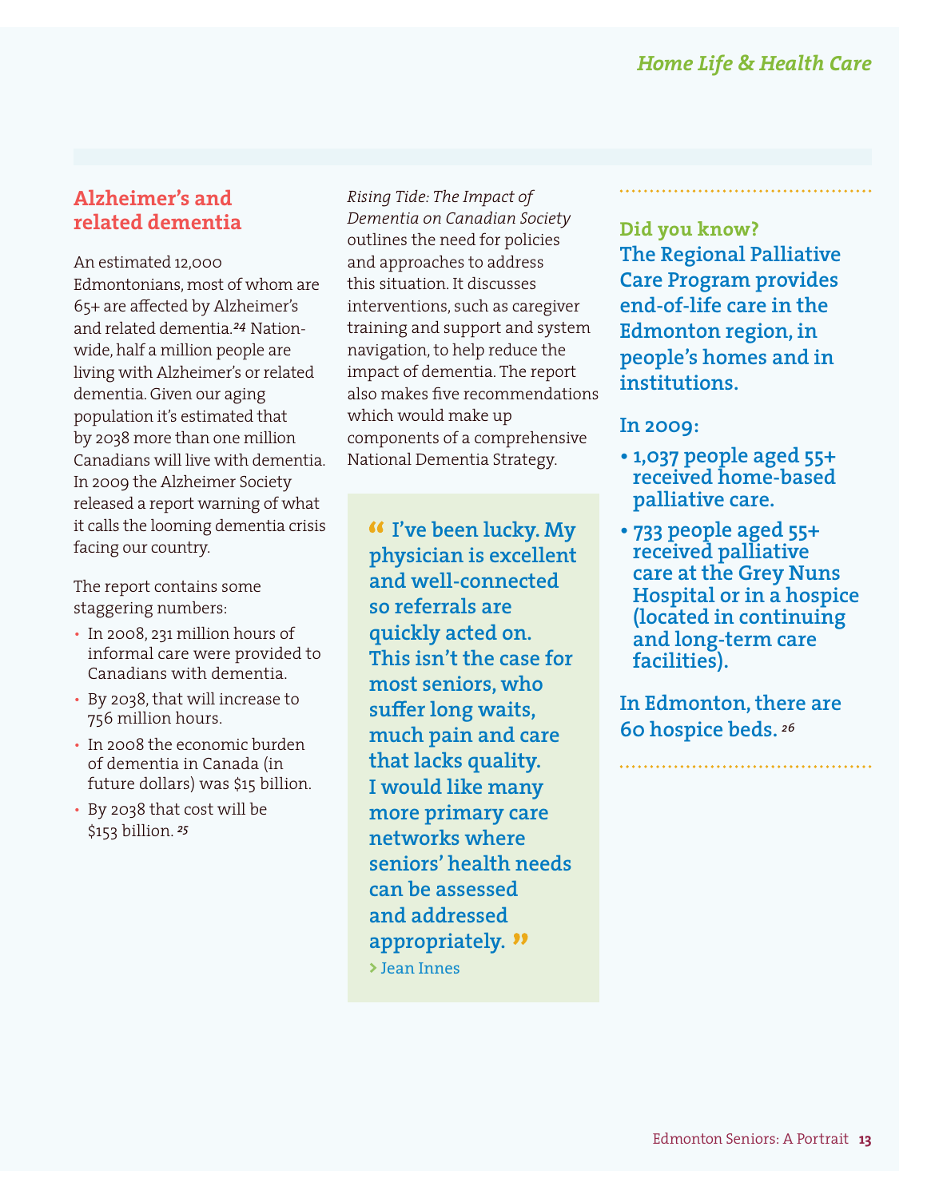## Alzheimer's and related dementia

An estimated 12,000 Edmontonians, most of whom are 65+ are affected by Alzheimer's and related dementia.[24] Nation-wide, half a million people are living with Alzheimer's or related dementia. Given our aging population it's estimated that by 2038 more than one million Canadians will live with dementia. In 2009 the Alzheimer Society released a report warning of what it calls the looming dementia crisis facing our country.

The report contains some staggering numbers:

- In 2008, 231 million hours of informal care were provided to Canadians with dementia.
- By 2038, that will increase to 756 million hours.
- In 2008 the economic burden of dementia in Canada (in future dollars) was $15 billion.
- By 2038 that cost will be $153 billion.[25]

*Rising Tide: The Impact of Dementia on Canadian Society* outlines the need for policies and approaches to address this situation. It discusses interventions, such as caregiver training and support and system navigation, to help reduce the impact of dementia. The report also makes five recommendations which would make up components of a comprehensive National Dementia Strategy.

> **"I've been lucky. My physician is excellent and well-connected so referrals are quickly acted on. This isn't the case for most seniors, who suffer long waits, much pain and care that lacks quality. I would like many more primary care networks where seniors' health needs can be assessed and addressed appropriately."**
>
> › Jean Innes

**Did you know?**

**The Regional Palliative Care Program provides end-of-life care in the Edmonton region, in people's homes and in institutions.**

**In 2009:**

- **1,037 people aged 55+ received home-based palliative care.**
- **733 people aged 55+ received palliative care at the Grey Nuns Hospital or in a hospice (located in continuing and long-term care facilities).**

**In Edmonton, there are 60 hospice beds.**[26]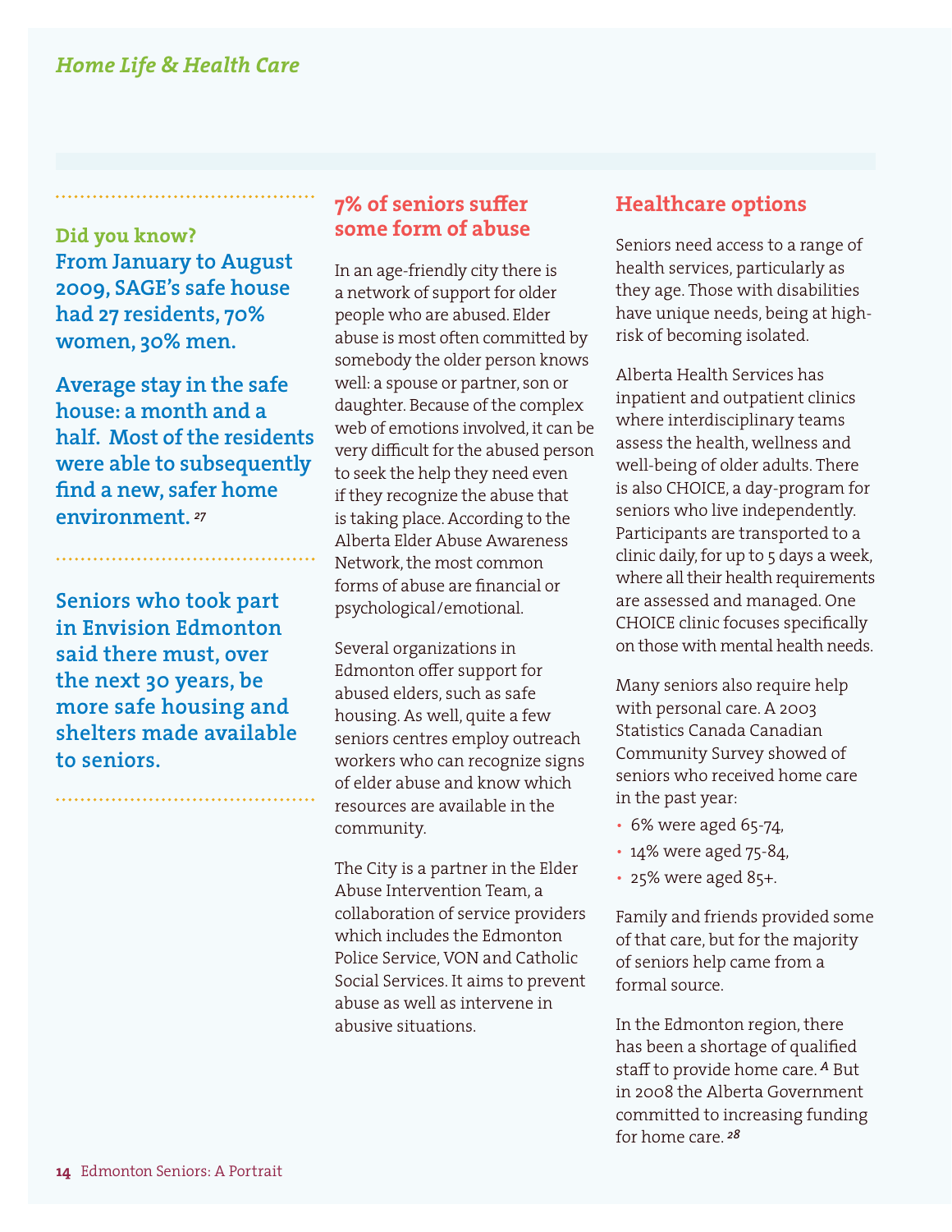## Home Life & Health Care

**Did you know?**
**From January to August 2009, SAGE's safe house had 27 residents, 70% women, 30% men.**

**Average stay in the safe house: a month and a half. Most of the residents were able to subsequently find a new, safer home environment.** [27]

**Seniors who took part in Envision Edmonton said there must, over the next 30 years, be more safe housing and shelters made available to seniors.**

### 7% of seniors suffer some form of abuse

In an age-friendly city there is a network of support for older people who are abused. Elder abuse is most often committed by somebody the older person knows well: a spouse or partner, son or daughter. Because of the complex web of emotions involved, it can be very difficult for the abused person to seek the help they need even if they recognize the abuse that is taking place. According to the Alberta Elder Abuse Awareness Network, the most common forms of abuse are financial or psychological/emotional.

Several organizations in Edmonton offer support for abused elders, such as safe housing. As well, quite a few seniors centres employ outreach workers who can recognize signs of elder abuse and know which resources are available in the community.

The City is a partner in the Elder Abuse Intervention Team, a collaboration of service providers which includes the Edmonton Police Service, VON and Catholic Social Services. It aims to prevent abuse as well as intervene in abusive situations.

### Healthcare options

Seniors need access to a range of health services, particularly as they age. Those with disabilities have unique needs, being at high-risk of becoming isolated.

Alberta Health Services has inpatient and outpatient clinics where interdisciplinary teams assess the health, wellness and well-being of older adults. There is also CHOICE, a day-program for seniors who live independently. Participants are transported to a clinic daily, for up to 5 days a week, where all their health requirements are assessed and managed. One CHOICE clinic focuses specifically on those with mental health needs.

Many seniors also require help with personal care. A 2003 Statistics Canada Canadian Community Survey showed of seniors who received home care in the past year:

- 6% were aged 65-74,
- 14% were aged 75-84,
- 25% were aged 85+.

Family and friends provided some of that care, but for the majority of seniors help came from a formal source.

In the Edmonton region, there has been a shortage of qualified staff to provide home care. [A] But in 2008 the Alberta Government committed to increasing funding for home care. [28]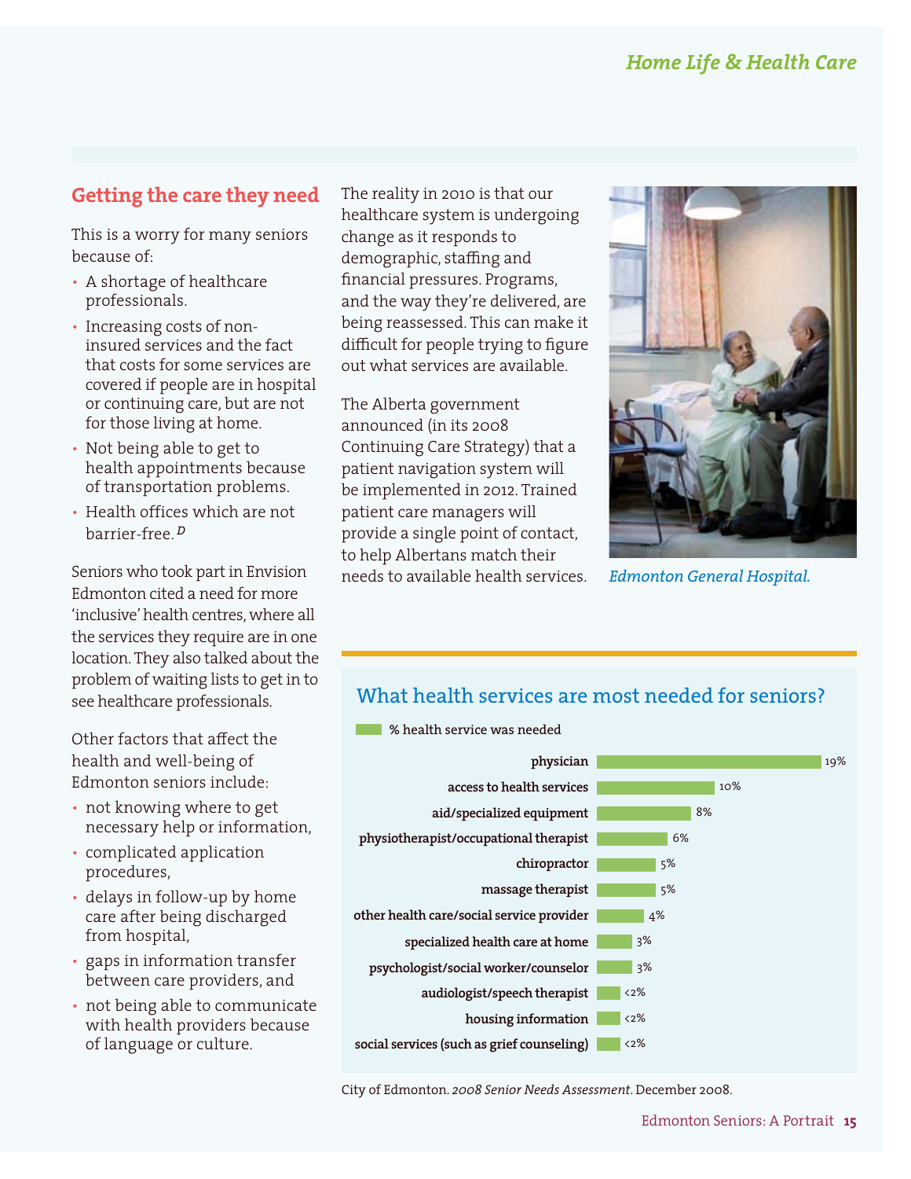## Getting the care they need

This is a worry for many seniors because of:

- A shortage of healthcare professionals.
- Increasing costs of non-insured services and the fact that costs for some services are covered if people are in hospital or continuing care, but are not for those living at home.
- Not being able to get to health appointments because of transportation problems.
- Health offices which are not barrier-free. [D]

Seniors who took part in Envision Edmonton cited a need for more 'inclusive' health centres, where all the services they require are in one location. They also talked about the problem of waiting lists to get in to see healthcare professionals.

Other factors that affect the health and well-being of Edmonton seniors include:

- not knowing where to get necessary help or information,
- complicated application procedures,
- delays in follow-up by home care after being discharged from hospital,
- gaps in information transfer between care providers, and
- not being able to communicate with health providers because of language or culture.

The reality in 2010 is that our healthcare system is undergoing change as it responds to demographic, staffing and financial pressures. Programs, and the way they're delivered, are being reassessed. This can make it difficult for people trying to figure out what services are available.

The Alberta government announced (in its 2008 Continuing Care Strategy) that a patient navigation system will be implemented in 2012. Trained patient care managers will provide a single point of contact, to help Albertans match their needs to available health services.

*Edmonton General Hospital.*

### What health services are most needed for seniors?

| Health service | % health service was needed |
|---|---|
| physician | 19% |
| access to health services | 10% |
| aid/specialized equipment | 8% |
| physiotherapist/occupational therapist | 6% |
| chiropractor | 5% |
| massage therapist | 5% |
| other health care/social service provider | 4% |
| specialized health care at home | 3% |
| psychologist/social worker/counselor | 3% |
| audiologist/speech therapist | <2% |
| housing information | <2% |
| social services (such as grief counseling) | <2% |

City of Edmonton. *2008 Senior Needs Assessment*. December 2008.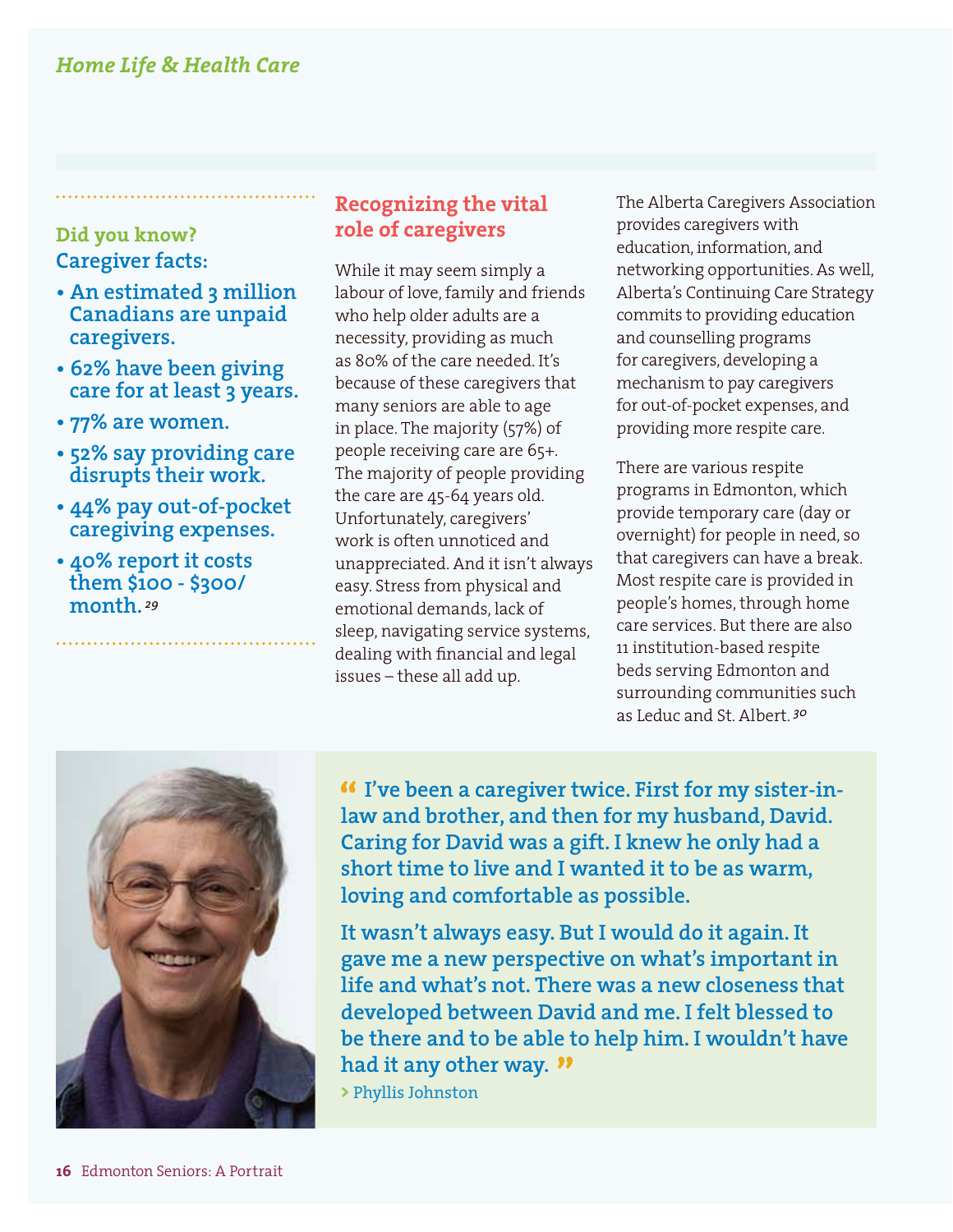*Home Life & Health Care*

**Did you know?**
**Caregiver facts:**

- **An estimated 3 million Canadians are unpaid caregivers.**
- **62% have been giving care for at least 3 years.**
- **77% are women.**
- **52% say providing care disrupts their work.**
- **44% pay out-of-pocket caregiving expenses.**
- **40% report it costs them $100 - $300/ month.** [29]

## Recognizing the vital role of caregivers

While it may seem simply a labour of love, family and friends who help older adults are a necessity, providing as much as 80% of the care needed. It's because of these caregivers that many seniors are able to age in place. The majority (57%) of people receiving care are 65+. The majority of people providing the care are 45-64 years old. Unfortunately, caregivers' work is often unnoticed and unappreciated. And it isn't always easy. Stress from physical and emotional demands, lack of sleep, navigating service systems, dealing with financial and legal issues – these all add up.

The Alberta Caregivers Association provides caregivers with education, information, and networking opportunities. As well, Alberta's Continuing Care Strategy commits to providing education and counselling programs for caregivers, developing a mechanism to pay caregivers for out-of-pocket expenses, and providing more respite care.

There are various respite programs in Edmonton, which provide temporary care (day or overnight) for people in need, so that caregivers can have a break. Most respite care is provided in people's homes, through home care services. But there are also 11 institution-based respite beds serving Edmonton and surrounding communities such as Leduc and St. Albert. [30]

**"I've been a caregiver twice. First for my sister-in-law and brother, and then for my husband, David. Caring for David was a gift. I knew he only had a short time to live and I wanted it to be as warm, loving and comfortable as possible.**

**It wasn't always easy. But I would do it again. It gave me a new perspective on what's important in life and what's not. There was a new closeness that developed between David and me. I felt blessed to be there and to be able to help him. I wouldn't have had it any other way."**

› Phyllis Johnston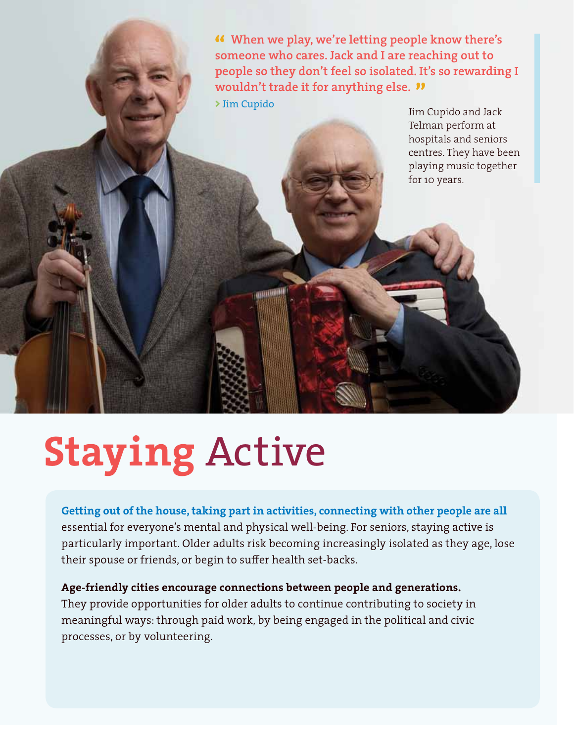> “When we play, we’re letting people know there’s someone who cares. Jack and I are reaching out to people so they don’t feel so isolated. It’s so rewarding I wouldn’t trade it for anything else.”
>
> › Jim Cupido

Jim Cupido and Jack Telman perform at hospitals and seniors centres. They have been playing music together for 10 years.

# Staying Active

**Getting out of the house, taking part in activities, connecting with other people are all** essential for everyone’s mental and physical well-being. For seniors, staying active is particularly important. Older adults risk becoming increasingly isolated as they age, lose their spouse or friends, or begin to suffer health set-backs.

**Age-friendly cities encourage connections between people and generations.** They provide opportunities for older adults to continue contributing to society in meaningful ways: through paid work, by being engaged in the political and civic processes, or by volunteering.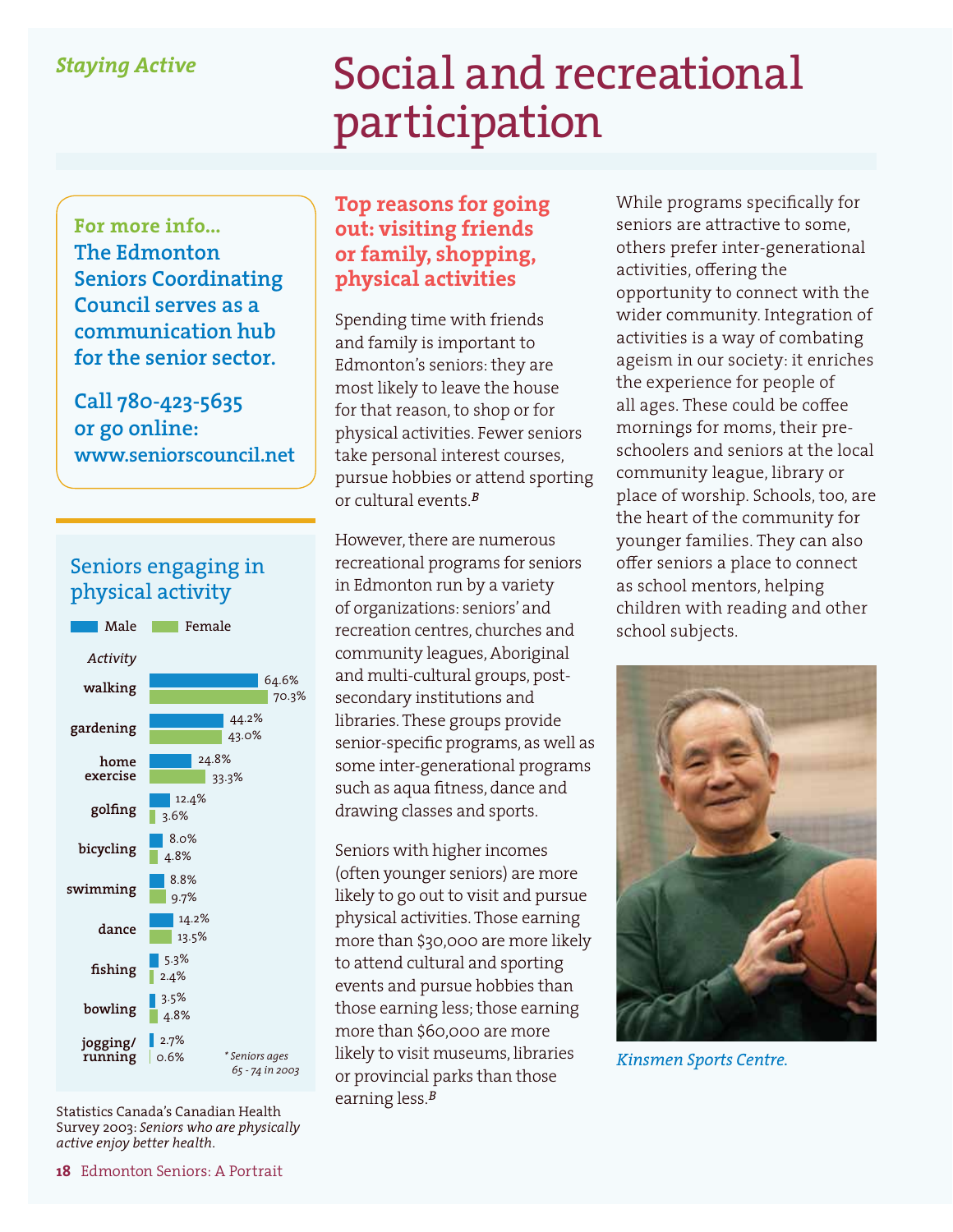*Staying Active*

# Social and recreational participation

**For more info...**
**The Edmonton Seniors Coordinating Council serves as a communication hub for the senior sector.**

**Call 780-423-5635 or go online: www.seniorscouncil.net**

## Seniors engaging in physical activity

| Activity | Male | Female |
|---|---|---|
| walking | 64.6% | 70.3% |
| gardening | 44.2% | 43.0% |
| home exercise | 24.8% | 33.3% |
| golfing | 12.4% | 3.6% |
| bicycling | 8.0% | 4.8% |
| swimming | 8.8% | 9.7% |
| dance | 14.2% | 13.5% |
| fishing | 5.3% | 2.4% |
| bowling | 3.5% | 4.8% |
| jogging/running | 2.7% | 0.6% |

*\* Seniors ages 65 - 74 in 2003*

Statistics Canada's Canadian Health Survey 2003: *Seniors who are physically active enjoy better health.*

### Top reasons for going out: visiting friends or family, shopping, physical activities

Spending time with friends and family is important to Edmonton's seniors: they are most likely to leave the house for that reason, to shop or for physical activities. Fewer seniors take personal interest courses, pursue hobbies or attend sporting or cultural events.[B]

However, there are numerous recreational programs for seniors in Edmonton run by a variety of organizations: seniors' and recreation centres, churches and community leagues, Aboriginal and multi-cultural groups, post-secondary institutions and libraries. These groups provide senior-specific programs, as well as some inter-generational programs such as aqua fitness, dance and drawing classes and sports.

Seniors with higher incomes (often younger seniors) are more likely to go out to visit and pursue physical activities. Those earning more than $30,000 are more likely to attend cultural and sporting events and pursue hobbies than those earning less; those earning more than $60,000 are more likely to visit museums, libraries or provincial parks than those earning less.[B]

While programs specifically for seniors are attractive to some, others prefer inter-generational activities, offering the opportunity to connect with the wider community. Integration of activities is a way of combating ageism in our society: it enriches the experience for people of all ages. These could be coffee mornings for moms, their pre-schoolers and seniors at the local community league, library or place of worship. Schools, too, are the heart of the community for younger families. They can also offer seniors a place to connect as school mentors, helping children with reading and other school subjects.

*Kinsmen Sports Centre.*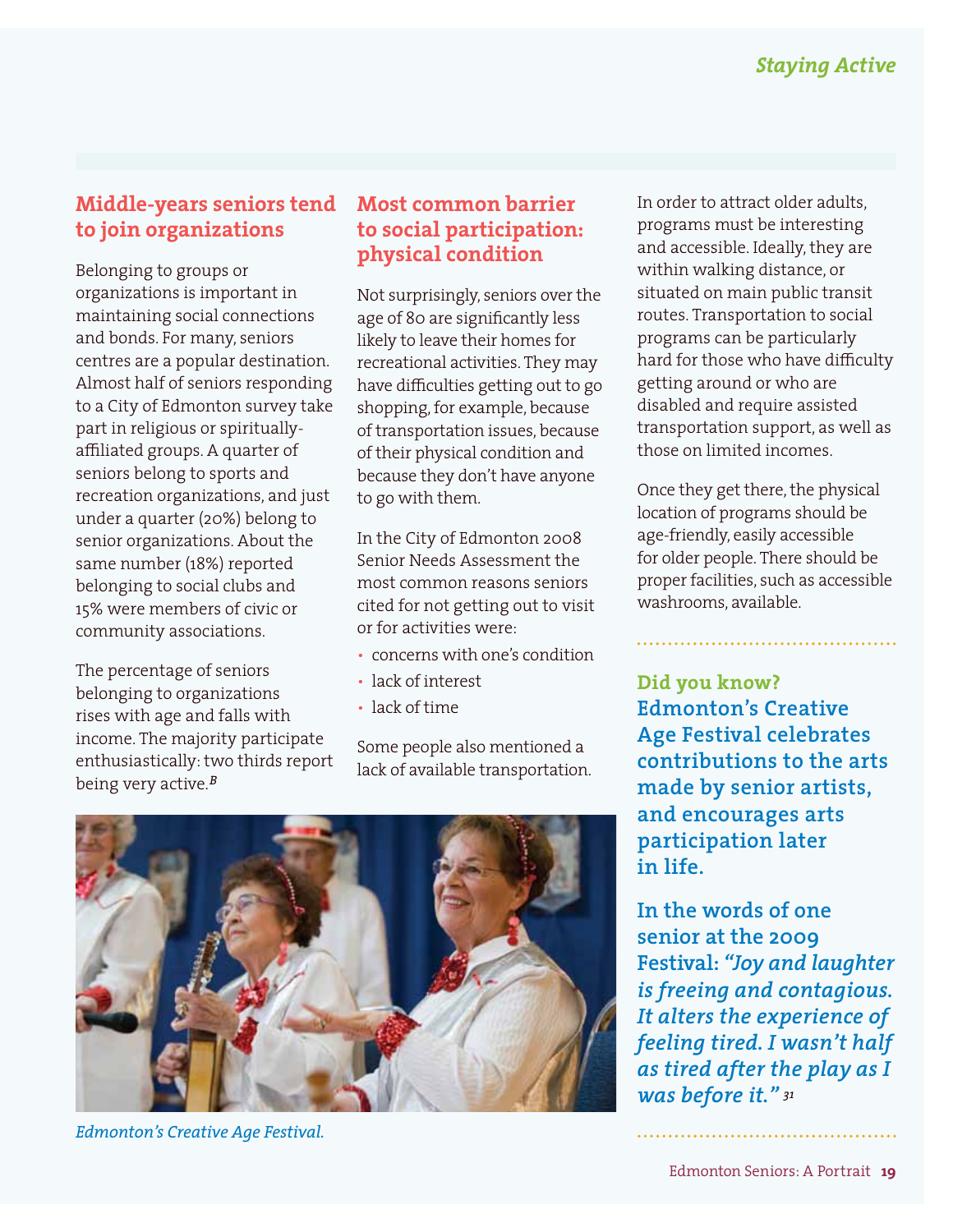## Middle-years seniors tend to join organizations

Belonging to groups or organizations is important in maintaining social connections and bonds. For many, seniors centres are a popular destination. Almost half of seniors responding to a City of Edmonton survey take part in religious or spiritually-affiliated groups. A quarter of seniors belong to sports and recreation organizations, and just under a quarter (20%) belong to senior organizations. About the same number (18%) reported belonging to social clubs and 15% were members of civic or community associations.

The percentage of seniors belonging to organizations rises with age and falls with income. The majority participate enthusiastically: two thirds report being very active.[B]

## Most common barrier to social participation: physical condition

Not surprisingly, seniors over the age of 80 are significantly less likely to leave their homes for recreational activities. They may have difficulties getting out to go shopping, for example, because of transportation issues, because of their physical condition and because they don't have anyone to go with them.

In the City of Edmonton 2008 Senior Needs Assessment the most common reasons seniors cited for not getting out to visit or for activities were:

- concerns with one's condition
- lack of interest
- lack of time

Some people also mentioned a lack of available transportation.

In order to attract older adults, programs must be interesting and accessible. Ideally, they are within walking distance, or situated on main public transit routes. Transportation to social programs can be particularly hard for those who have difficulty getting around or who are disabled and require assisted transportation support, as well as those on limited incomes.

Once they get there, the physical location of programs should be age-friendly, easily accessible for older people. There should be proper facilities, such as accessible washrooms, available.

*Edmonton's Creative Age Festival.*

**Did you know?**
**Edmonton's Creative Age Festival celebrates contributions to the arts made by senior artists, and encourages arts participation later in life.**

**In the words of one senior at the 2009 Festival: *"Joy and laughter is freeing and contagious. It alters the experience of feeling tired. I wasn't half as tired after the play as I was before it."*** [31]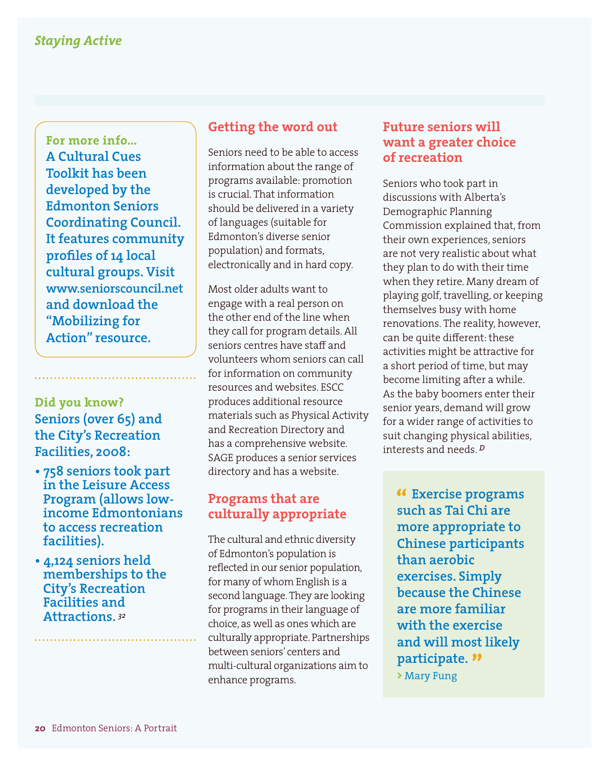*Staying Active*

**For more info...**
**A Cultural Cues Toolkit has been developed by the Edmonton Seniors Coordinating Council. It features community profiles of 14 local cultural groups. Visit www.seniorscouncil.net and download the "Mobilizing for Action" resource.**

**Did you know?**
**Seniors (over 65) and the City's Recreation Facilities, 2008:**

- **758 seniors took part in the Leisure Access Program (allows low-income Edmontonians to access recreation facilities).**
- **4,124 seniors held memberships to the City's Recreation Facilities and Attractions.** [32]

## Getting the word out

Seniors need to be able to access information about the range of programs available: promotion is crucial. That information should be delivered in a variety of languages (suitable for Edmonton's diverse senior population) and formats, electronically and in hard copy.

Most older adults want to engage with a real person on the other end of the line when they call for program details. All seniors centres have staff and volunteers whom seniors can call for information on community resources and websites. ESCC produces additional resource materials such as Physical Activity and Recreation Directory and has a comprehensive website. SAGE produces a senior services directory and has a website.

## Programs that are culturally appropriate

The cultural and ethnic diversity of Edmonton's population is reflected in our senior population, for many of whom English is a second language. They are looking for programs in their language of choice, as well as ones which are culturally appropriate. Partnerships between seniors' centers and multi-cultural organizations aim to enhance programs.

## Future seniors will want a greater choice of recreation

Seniors who took part in discussions with Alberta's Demographic Planning Commission explained that, from their own experiences, seniors are not very realistic about what they plan to do with their time when they retire. Many dream of playing golf, travelling, or keeping themselves busy with home renovations. The reality, however, can be quite different: these activities might be attractive for a short period of time, but may become limiting after a while. As the baby boomers enter their senior years, demand will grow for a wider range of activities to suit changing physical abilities, interests and needs. [D]

> **"Exercise programs such as Tai Chi are more appropriate to Chinese participants than aerobic exercises. Simply because the Chinese are more familiar with the exercise and will most likely participate."**
> › Mary Fung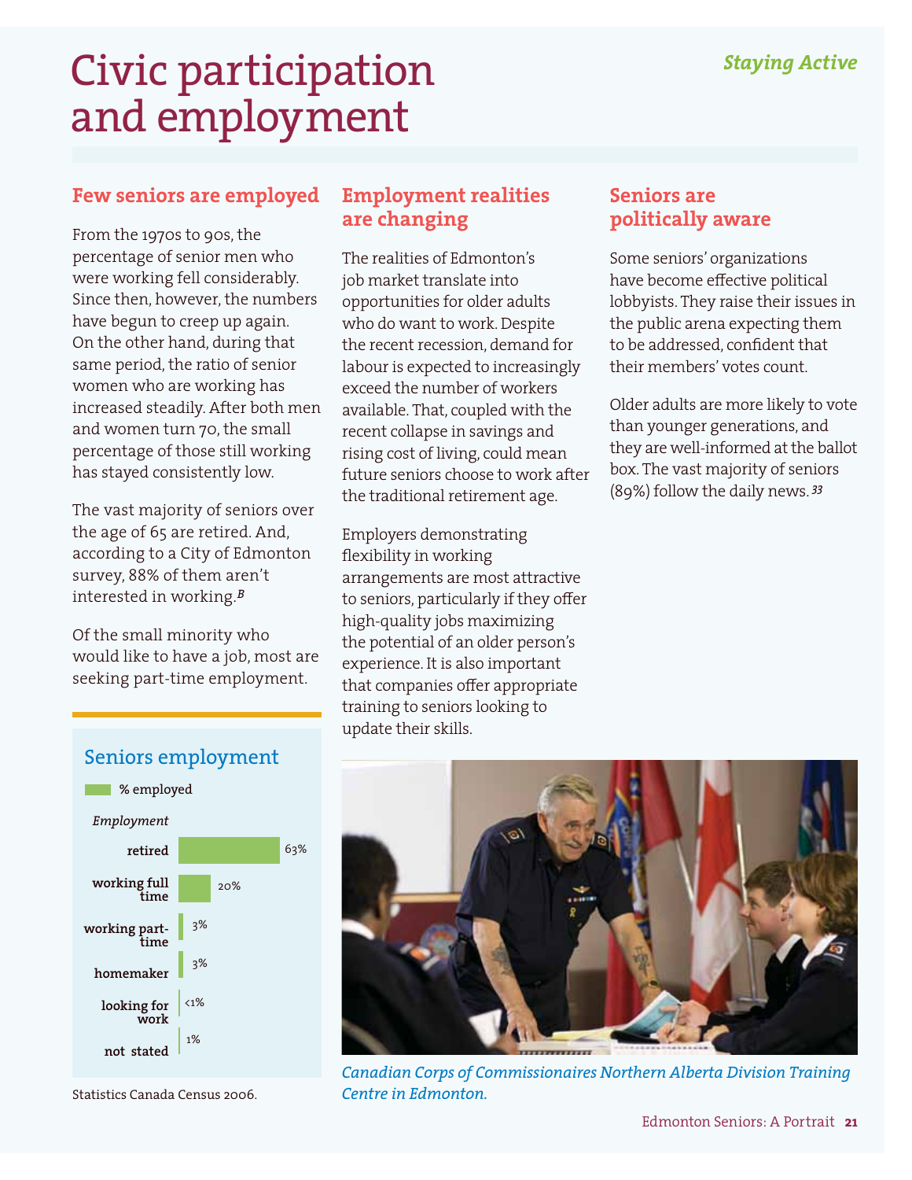# Civic participation and employment

## Few seniors are employed

From the 1970s to 90s, the percentage of senior men who were working fell considerably. Since then, however, the numbers have begun to creep up again. On the other hand, during that same period, the ratio of senior women who are working has increased steadily. After both men and women turn 70, the small percentage of those still working has stayed consistently low.

The vast majority of seniors over the age of 65 are retired. And, according to a City of Edmonton survey, 88% of them aren't interested in working.[B]

Of the small minority who would like to have a job, most are seeking part-time employment.

### Seniors employment

| Employment | % employed |
|---|---|
| retired | 63% |
| working full time | 20% |
| working part-time | 3% |
| homemaker | 3% |
| looking for work | <1% |
| not stated | 1% |

Statistics Canada Census 2006.

## Employment realities are changing

The realities of Edmonton's job market translate into opportunities for older adults who do want to work. Despite the recent recession, demand for labour is expected to increasingly exceed the number of workers available. That, coupled with the recent collapse in savings and rising cost of living, could mean future seniors choose to work after the traditional retirement age.

Employers demonstrating flexibility in working arrangements are most attractive to seniors, particularly if they offer high-quality jobs maximizing the potential of an older person's experience. It is also important that companies offer appropriate training to seniors looking to update their skills.

*Canadian Corps of Commissionaires Northern Alberta Division Training Centre in Edmonton.*

## Seniors are politically aware

Some seniors' organizations have become effective political lobbyists. They raise their issues in the public arena expecting them to be addressed, confident that their members' votes count.

Older adults are more likely to vote than younger generations, and they are well-informed at the ballot box. The vast majority of seniors (89%) follow the daily news.[33]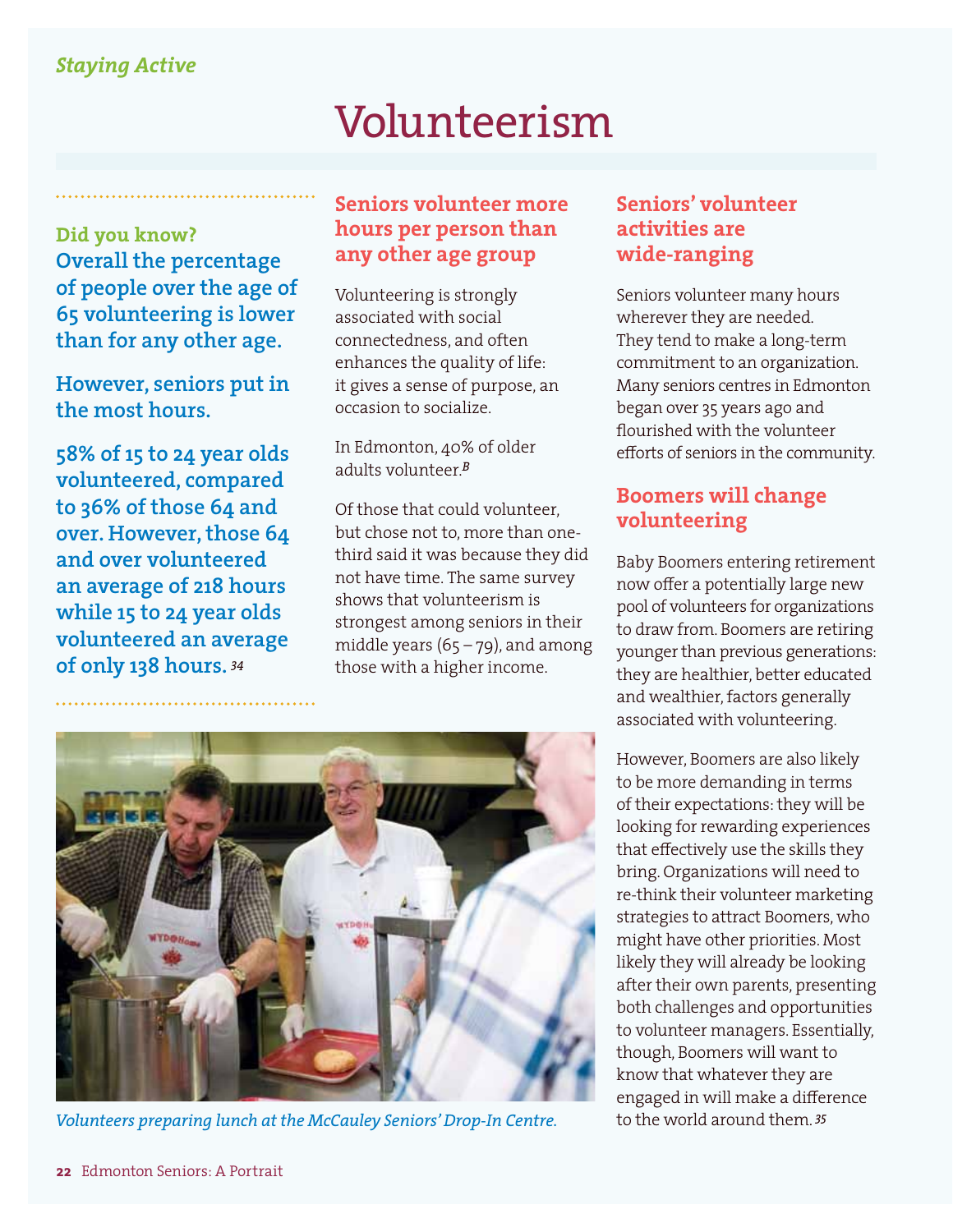*Staying Active*

# Volunteerism

**Did you know?**
**Overall the percentage of people over the age of 65 volunteering is lower than for any other age.**

**However, seniors put in the most hours.**

**58% of 15 to 24 year olds volunteered, compared to 36% of those 64 and over. However, those 64 and over volunteered an average of 218 hours while 15 to 24 year olds volunteered an average of only 138 hours.** [34]

## Seniors volunteer more hours per person than any other age group

Volunteering is strongly associated with social connectedness, and often enhances the quality of life: it gives a sense of purpose, an occasion to socialize.

In Edmonton, 40% of older adults volunteer.[B]

Of those that could volunteer, but chose not to, more than one-third said it was because they did not have time. The same survey shows that volunteerism is strongest among seniors in their middle years (65 – 79), and among those with a higher income.

*Volunteers preparing lunch at the McCauley Seniors' Drop-In Centre.*

## Seniors' volunteer activities are wide-ranging

Seniors volunteer many hours wherever they are needed. They tend to make a long-term commitment to an organization. Many seniors centres in Edmonton began over 35 years ago and flourished with the volunteer efforts of seniors in the community.

## Boomers will change volunteering

Baby Boomers entering retirement now offer a potentially large new pool of volunteers for organizations to draw from. Boomers are retiring younger than previous generations: they are healthier, better educated and wealthier, factors generally associated with volunteering.

However, Boomers are also likely to be more demanding in terms of their expectations: they will be looking for rewarding experiences that effectively use the skills they bring. Organizations will need to re-think their volunteer marketing strategies to attract Boomers, who might have other priorities. Most likely they will already be looking after their own parents, presenting both challenges and opportunities to volunteer managers. Essentially, though, Boomers will want to know that whatever they are engaged in will make a difference to the world around them.[35]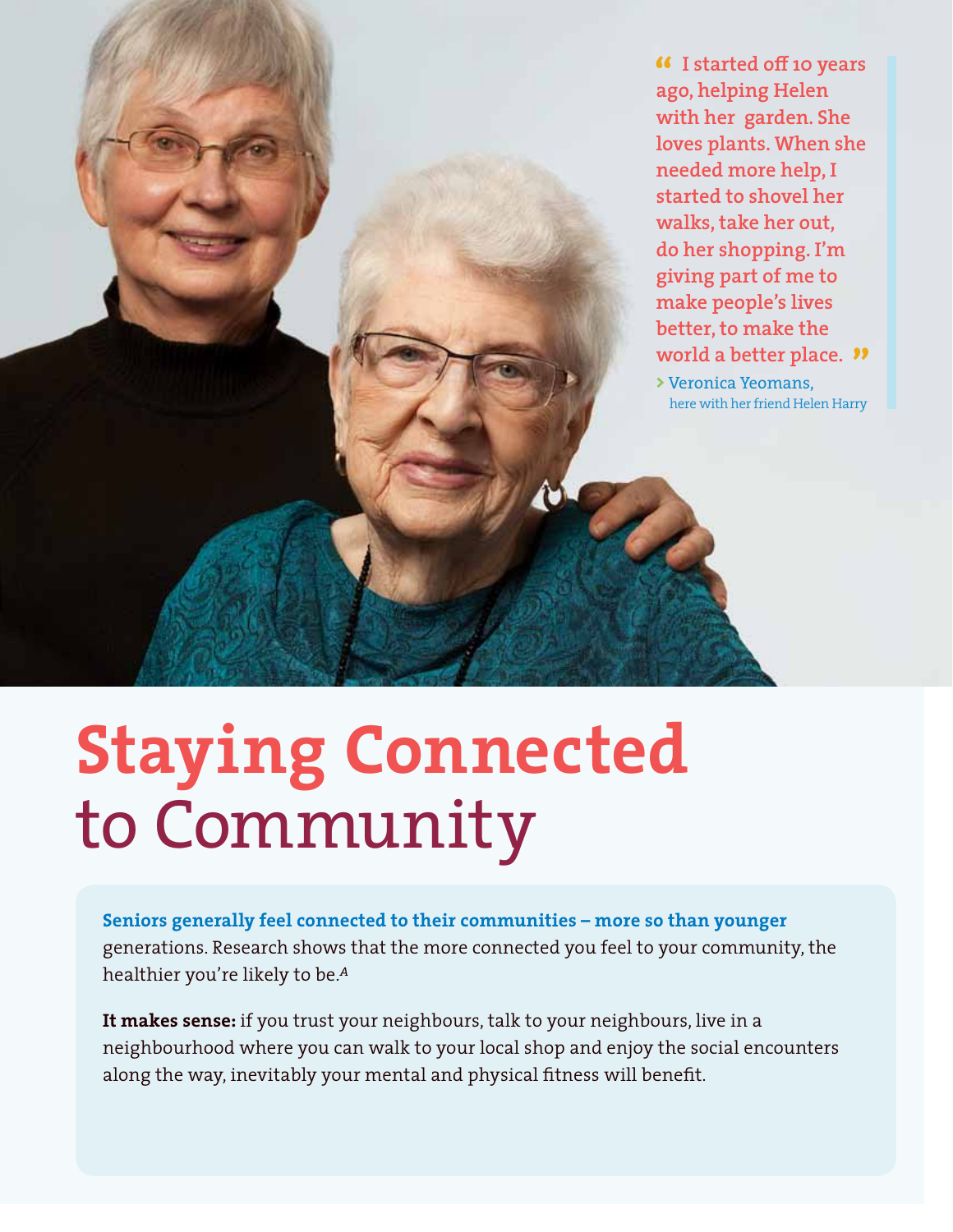> "I started off 10 years ago, helping Helen with her garden. She loves plants. When she needed more help, I started to shovel her walks, take her out, do her shopping. I'm giving part of me to make people's lives better, to make the world a better place."
>
> › Veronica Yeomans, here with her friend Helen Harry

# Staying Connected to Community

**Seniors generally feel connected to their communities – more so than younger** generations. Research shows that the more connected you feel to your community, the healthier you're likely to be.[A]

**It makes sense:** if you trust your neighbours, talk to your neighbours, live in a neighbourhood where you can walk to your local shop and enjoy the social encounters along the way, inevitably your mental and physical fitness will benefit.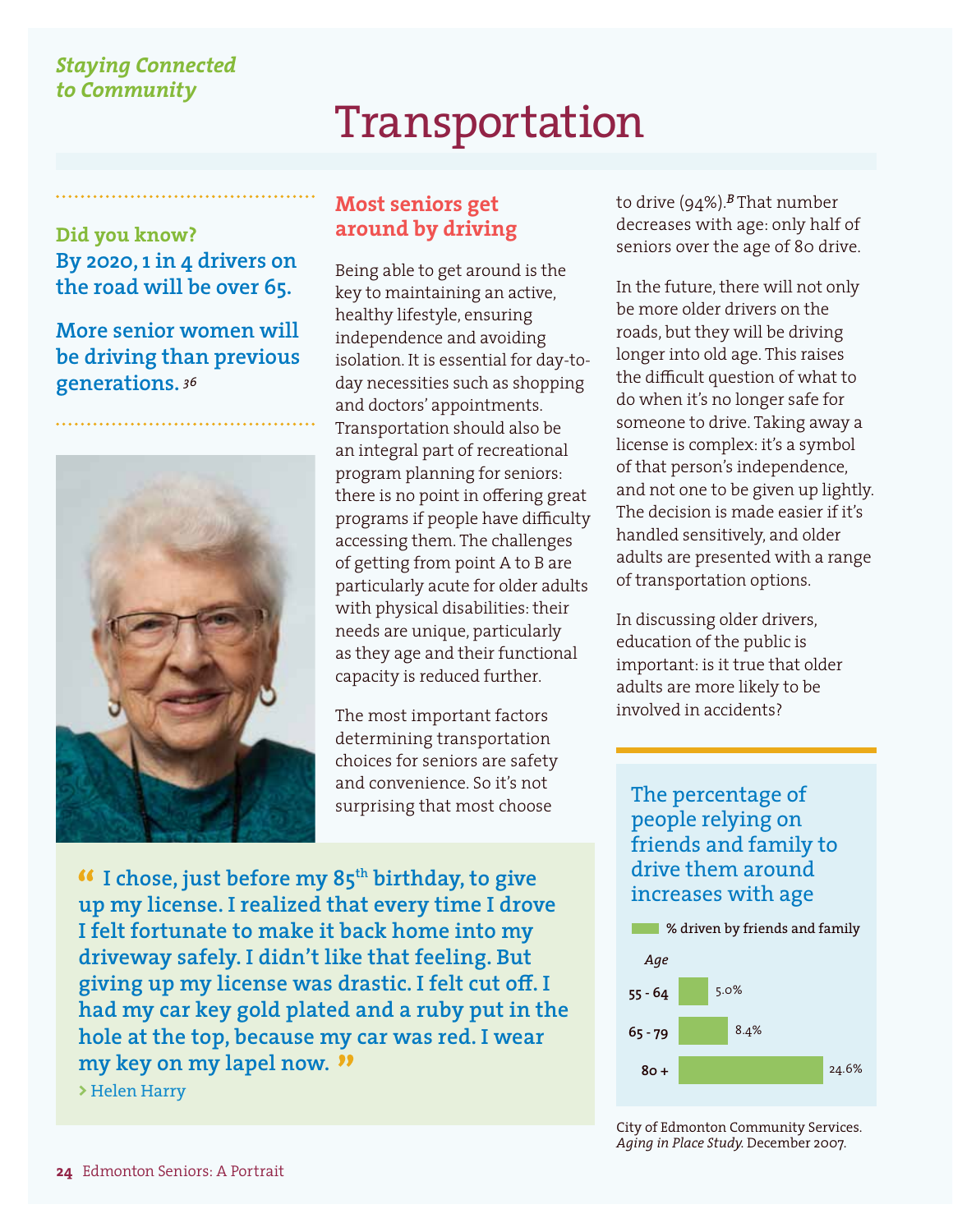*Staying Connected to Community*

# Transportation

**Did you know?**
**By 2020, 1 in 4 drivers on the road will be over 65.**

**More senior women will be driving than previous generations.**[36]

## Most seniors get around by driving

Being able to get around is the key to maintaining an active, healthy lifestyle, ensuring independence and avoiding isolation. It is essential for day-to-day necessities such as shopping and doctors' appointments. Transportation should also be an integral part of recreational program planning for seniors: there is no point in offering great programs if people have difficulty accessing them. The challenges of getting from point A to B are particularly acute for older adults with physical disabilities: their needs are unique, particularly as they age and their functional capacity is reduced further.

The most important factors determining transportation choices for seniors are safety and convenience. So it's not surprising that most choose to drive (94%).[B] That number decreases with age: only half of seniors over the age of 80 drive.

In the future, there will not only be more older drivers on the roads, but they will be driving longer into old age. This raises the difficult question of what to do when it's no longer safe for someone to drive. Taking away a license is complex: it's a symbol of that person's independence, and not one to be given up lightly. The decision is made easier if it's handled sensitively, and older adults are presented with a range of transportation options.

In discussing older drivers, education of the public is important: is it true that older adults are more likely to be involved in accidents?

> **"I chose, just before my 85th birthday, to give up my license. I realized that every time I drove I felt fortunate to make it back home into my driveway safely. I didn't like that feeling. But giving up my license was drastic. I felt cut off. I had my car key gold plated and a ruby put in the top, because my car was red. I wear my key on my lapel now."**
>
> › Helen Harry

### The percentage of people relying on friends and family to drive them around increases with age

| Age | % driven by friends and family |
|---|---|
| 55 - 64 | 5.0% |
| 65 - 79 | 8.4% |
| 80 + | 24.6% |

City of Edmonton Community Services. *Aging in Place Study.* December 2007.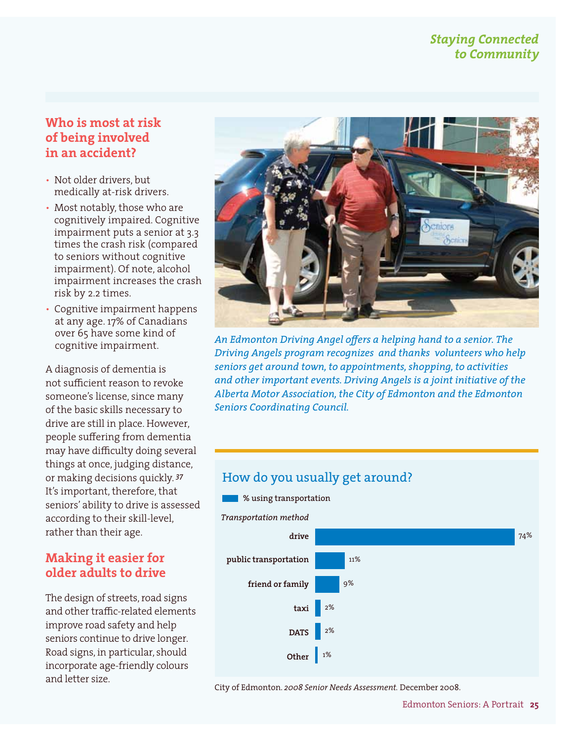## Who is most at risk of being involved in an accident?

- Not older drivers, but medically at-risk drivers.
- Most notably, those who are cognitively impaired. Cognitive impairment puts a senior at 3.3 times the crash risk (compared to seniors without cognitive impairment). Of note, alcohol impairment increases the crash risk by 2.2 times.
- Cognitive impairment happens at any age. 17% of Canadians over 65 have some kind of cognitive impairment.

A diagnosis of dementia is not sufficient reason to revoke someone's license, since many of the basic skills necessary to drive are still in place. However, people suffering from dementia may have difficulty doing several things at once, judging distance, or making decisions quickly.[37] It's important, therefore, that seniors' ability to drive is assessed according to their skill-level, rather than their age.

## Making it easier for older adults to drive

The design of streets, road signs and other traffic-related elements improve road safety and help seniors continue to drive longer. Road signs, in particular, should incorporate age-friendly colours and letter size.

*An Edmonton Driving Angel offers a helping hand to a senior. The Driving Angels program recognizes and thanks volunteers who help seniors get around town, to appointments, shopping, to activities and other important events. Driving Angels is a joint initiative of the Alberta Motor Association, the City of Edmonton and the Edmonton Seniors Coordinating Council.*

### How do you usually get around?

| *Transportation method* | % using transportation |
|---|---|
| drive | 74% |
| public transportation | 11% |
| friend or family | 9% |
| taxi | 2% |
| DATS | 2% |
| Other | 1% |

City of Edmonton. *2008 Senior Needs Assessment.* December 2008.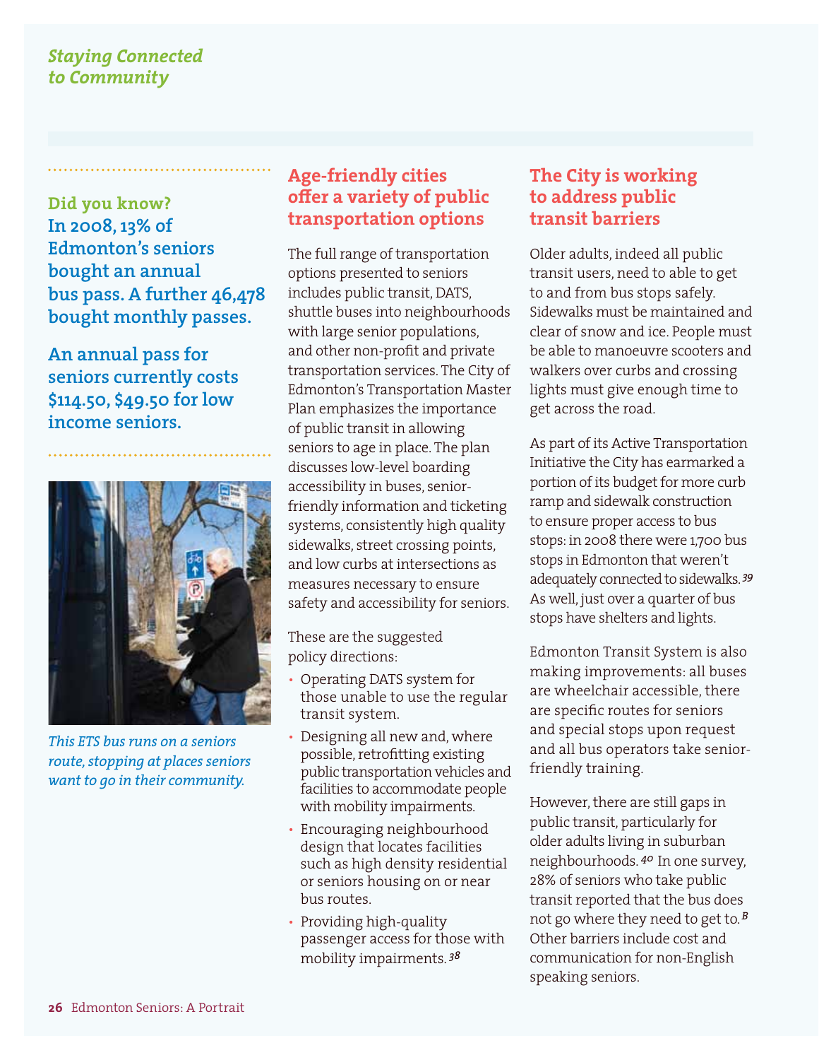*Staying Connected to Community*

**Did you know?**
**In 2008, 13% of Edmonton's seniors bought an annual bus pass. A further 46,478 bought monthly passes.**

**An annual pass for seniors currently costs $114.50, $49.50 for low income seniors.**

*This ETS bus runs on a seniors route, stopping at places seniors want to go in their community.*

## Age-friendly cities offer a variety of public transportation options

The full range of transportation options presented to seniors includes public transit, DATS, shuttle buses into neighbourhoods with large senior populations, and other non-profit and private transportation services. The City of Edmonton's Transportation Master Plan emphasizes the importance of public transit in allowing seniors to age in place. The plan discusses low-level boarding accessibility in buses, senior-friendly information and ticketing systems, consistently high quality sidewalks, street crossing points, and low curbs at intersections as measures necessary to ensure safety and accessibility for seniors.

These are the suggested policy directions:

- Operating DATS system for those unable to use the regular transit system.
- Designing all new and, where possible, retrofitting existing public transportation vehicles and facilities to accommodate people with mobility impairments.
- Encouraging neighbourhood design that locates facilities such as high density residential or seniors housing on or near bus routes.
- Providing high-quality passenger access for those with mobility impairments.[38]

## The City is working to address public transit barriers

Older adults, indeed all public transit users, need to able to get to and from bus stops safely. Sidewalks must be maintained and clear of snow and ice. People must be able to manoeuvre scooters and walkers over curbs and crossing lights must give enough time to get across the road.

As part of its Active Transportation Initiative the City has earmarked a portion of its budget for more curb ramp and sidewalk construction to ensure proper access to bus stops: in 2008 there were 1,700 bus stops in Edmonton that weren't adequately connected to sidewalks.[39] As well, just over a quarter of bus stops have shelters and lights.

Edmonton Transit System is also making improvements: all buses are wheelchair accessible, there are specific routes for seniors and special stops upon request and all bus operators take senior-friendly training.

However, there are still gaps in public transit, particularly for older adults living in suburban neighbourhoods.[40] In one survey, 28% of seniors who take public transit reported that the bus does not go where they need to get to.[B] Other barriers include cost and communication for non-English speaking seniors.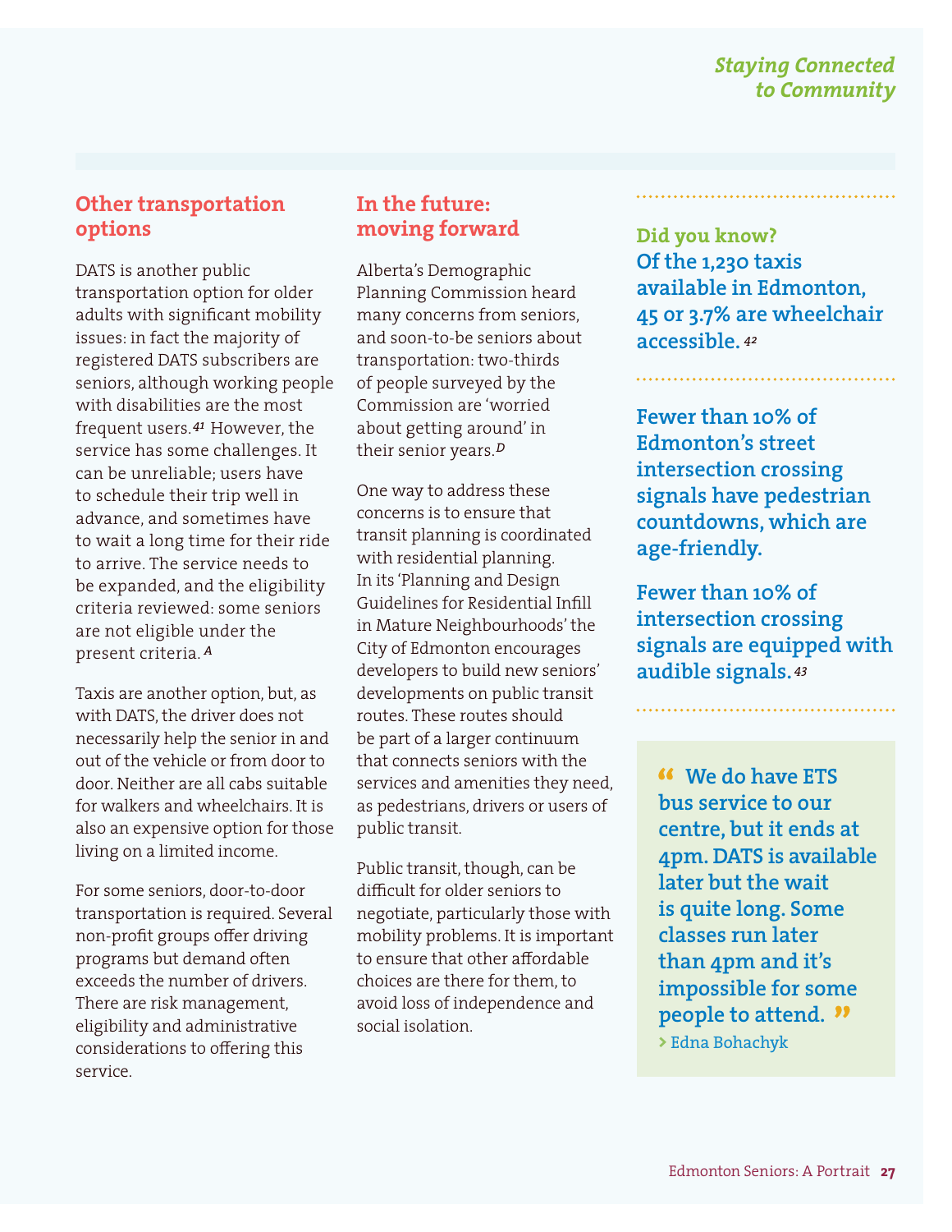## Other transportation options

DATS is another public transportation option for older adults with significant mobility issues: in fact the majority of registered DATS subscribers are seniors, although working people with disabilities are the most frequent users.[41] However, the service has some challenges. It can be unreliable; users have to schedule their trip well in advance, and sometimes have to wait a long time for their ride to arrive. The service needs to be expanded, and the eligibility criteria reviewed: some seniors are not eligible under the present criteria.[A]

Taxis are another option, but, as with DATS, the driver does not necessarily help the senior in and out of the vehicle or from door to door. Neither are all cabs suitable for walkers and wheelchairs. It is also an expensive option for those living on a limited income.

For some seniors, door-to-door transportation is required. Several non-profit groups offer driving programs but demand often exceeds the number of drivers. There are risk management, eligibility and administrative considerations to offering this service.

## In the future: moving forward

Alberta's Demographic Planning Commission heard many concerns from seniors, and soon-to-be seniors about transportation: two-thirds of people surveyed by the Commission are 'worried about getting around' in their senior years.[D]

One way to address these concerns is to ensure that transit planning is coordinated with residential planning. In its 'Planning and Design Guidelines for Residential Infill in Mature Neighbourhoods' the City of Edmonton encourages developers to build new seniors' developments on public transit routes. These routes should be part of a larger continuum that connects seniors with the services and amenities they need, as pedestrians, drivers or users of public transit.

Public transit, though, can be difficult for older seniors to negotiate, particularly those with mobility problems. It is important to ensure that other affordable choices are there for them, to avoid loss of independence and social isolation.

**Did you know?**
**Of the 1,230 taxis available in Edmonton, 45 or 3.7% are wheelchair accessible.**[42]

**Fewer than 10% of Edmonton's street intersection crossing signals have pedestrian countdowns, which are age-friendly.**

**Fewer than 10% of intersection crossing signals are equipped with audible signals.**[43]

> **"We do have ETS bus service to our centre, but it ends at 4pm. DATS is available later but the wait is quite long. Some classes run later than 4pm and it's impossible for some people to attend."**
> › Edna Bohachyk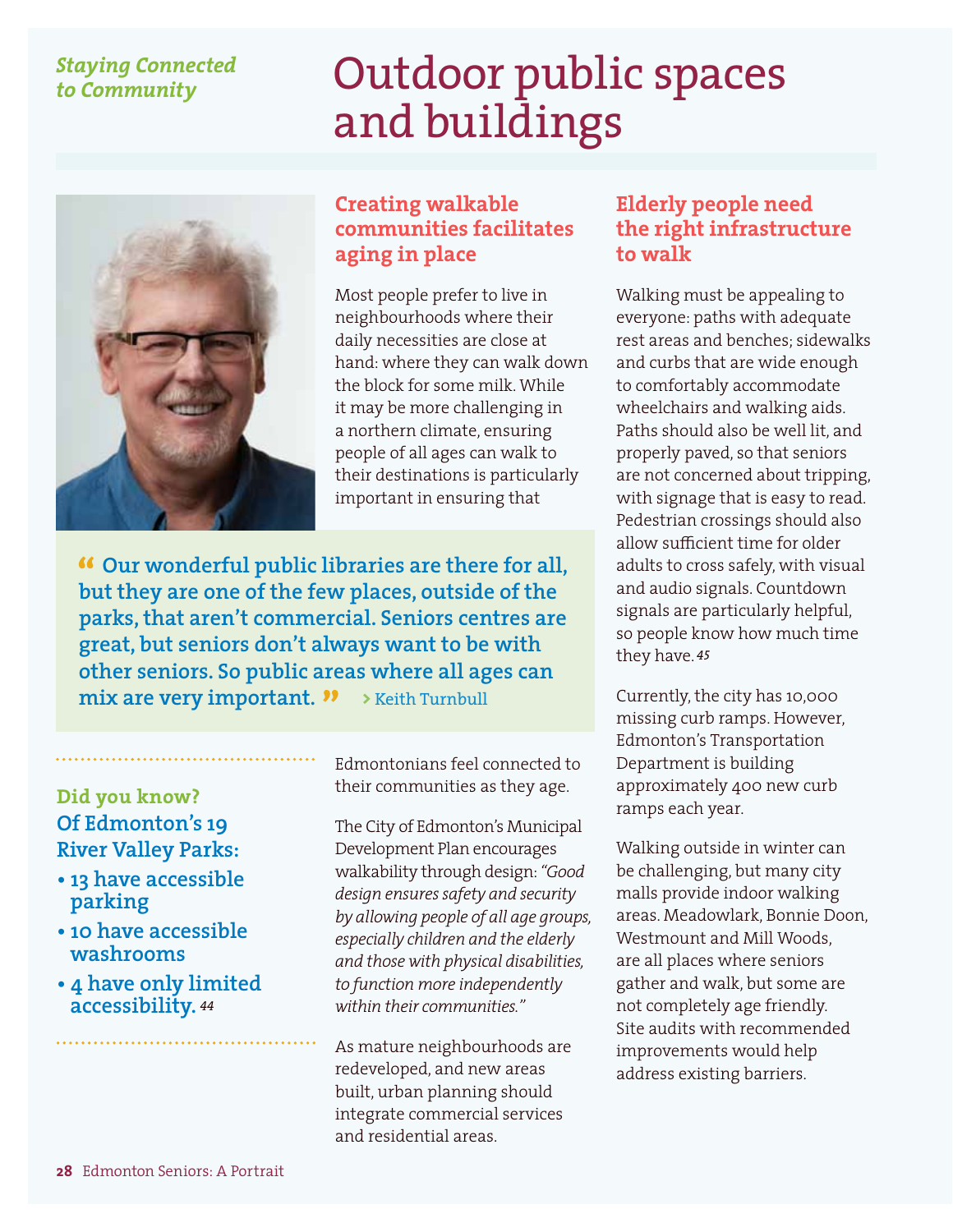*Staying Connected to Community*

# Outdoor public spaces and buildings

## Creating walkable communities facilitates aging in place

Most people prefer to live in neighbourhoods where their daily necessities are close at hand: where they can walk down the block for some milk. While it may be more challenging in a northern climate, ensuring people of all ages can walk to their destinations is particularly important in ensuring that Edmontonians feel connected to their communities as they age.

> **"Our wonderful public libraries are there for all, but they are one of the few places, outside of the parks, that aren't commercial. Seniors centres are great, but seniors don't always want to be with other seniors. So public areas where all ages can mix are very important."** › Keith Turnbull

The City of Edmonton's Municipal Development Plan encourages walkability through design: *"Good design ensures safety and security by allowing people of all age groups, especially children and the elderly and those with physical disabilities, to function more independently within their communities."*

As mature neighbourhoods are redeveloped, and new areas built, urban planning should integrate commercial services and residential areas.

**Did you know?**
**Of Edmonton's 19 River Valley Parks:**

- **13 have accessible parking**
- **10 have accessible washrooms**
- **4 have only limited accessibility.** [44]

## Elderly people need the right infrastructure to walk

Walking must be appealing to everyone: paths with adequate rest areas and benches; sidewalks and curbs that are wide enough to comfortably accommodate wheelchairs and walking aids. Paths should also be well lit, and properly paved, so that seniors are not concerned about tripping, with signage that is easy to read. Pedestrian crossings should also allow sufficient time for older adults to cross safely, with visual and audio signals. Countdown signals are particularly helpful, so people know how much time they have.[45]

Currently, the city has 10,000 missing curb ramps. However, Edmonton's Transportation Department is building approximately 400 new curb ramps each year.

Walking outside in winter can be challenging, but many city malls provide indoor walking areas. Meadowlark, Bonnie Doon, Westmount and Mill Woods, are all places where seniors gather and walk, but some are not completely age friendly. Site audits with recommended improvements would help address existing barriers.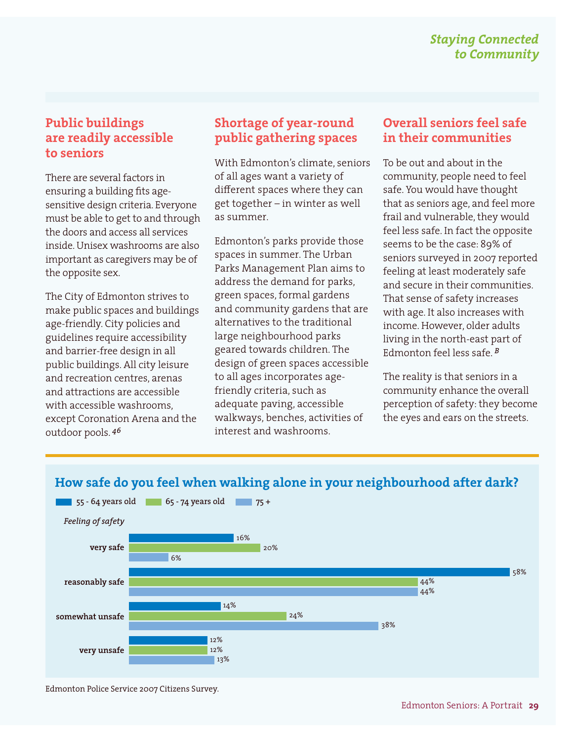## Public buildings are readily accessible to seniors

There are several factors in ensuring a building fits age-sensitive design criteria. Everyone must be able to get to and through the doors and access all services inside. Unisex washrooms are also important as caregivers may be of the opposite sex.

The City of Edmonton strives to make public spaces and buildings age-friendly. City policies and guidelines require accessibility and barrier-free design in all public buildings. All city leisure and recreation centres, arenas and attractions are accessible with accessible washrooms, except Coronation Arena and the outdoor pools. [46]

## Shortage of year-round public gathering spaces

With Edmonton's climate, seniors of all ages want a variety of different spaces where they can get together – in winter as well as summer.

Edmonton's parks provide those spaces in summer. The Urban Parks Management Plan aims to address the demand for parks, green spaces, formal gardens and community gardens that are alternatives to the traditional large neighbourhood parks geared towards children. The design of green spaces accessible to all ages incorporates age-friendly criteria, such as adequate paving, accessible walkways, benches, activities of interest and washrooms.

## Overall seniors feel safe in their communities

To be out and about in the community, people need to feel safe. You would have thought that as seniors age, and feel more frail and vulnerable, they would feel less safe. In fact the opposite seems to be the case: 89% of seniors surveyed in 2007 reported feeling at least moderately safe and secure in their communities. That sense of safety increases with age. It also increases with income. However, older adults living in the north-east part of Edmonton feel less safe. [B]

The reality is that seniors in a community enhance the overall perception of safety: they become the eyes and ears on the streets.

### How safe do you feel when walking alone in your neighbourhood after dark?

| Feeling of safety | 55 - 64 years old | 65 - 74 years old | 75 + |
|---|---|---|---|
| very safe | 16% | 20% | 6% |
| reasonably safe | 58% | 44% | 44% |
| somewhat unsafe | 14% | 24% | 38% |
| very unsafe | 12% | 12% | 13% |

Edmonton Police Service 2007 Citizens Survey.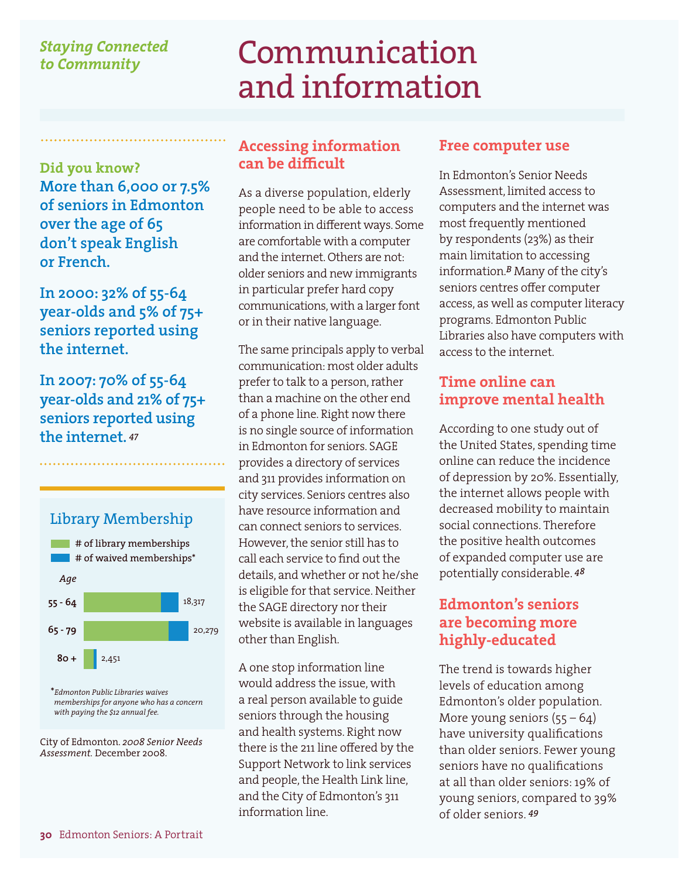*Staying Connected to Community*

# Communication and information

**Did you know?**

**More than 6,000 or 7.5% of seniors in Edmonton over the age of 65 don't speak English or French.**

**In 2000: 32% of 55-64 year-olds and 5% of 75+ seniors reported using the internet.**

**In 2007: 70% of 55-64 year-olds and 21% of 75+ seniors reported using the internet.** *47*

### Library Membership

- # of library memberships
- # of waived memberships*

| Age | Total |
| --- | --- |
| 55 - 64 | 18,317 |
| 65 - 79 | 20,279 |
| 80 + | 2,451 |

**Edmonton Public Libraries waives memberships for anyone who has a concern with paying the $12 annual fee.*

City of Edmonton. *2008 Senior Needs Assessment.* December 2008.

## Accessing information can be difficult

As a diverse population, elderly people need to be able to access information in different ways. Some are comfortable with a computer and the internet. Others are not: older seniors and new immigrants in particular prefer hard copy communications, with a larger font or in their native language.

The same principals apply to verbal communication: most older adults prefer to talk to a person, rather than a machine on the other end of a phone line. Right now there is no single source of information in Edmonton for seniors. SAGE provides a directory of services and 311 provides information on city services. Seniors centres also have resource information and can connect seniors to services. However, the senior still has to call each service to find out the details, and whether or not he/she is eligible for that service. Neither the SAGE directory nor their website is available in languages other than English.

A one stop information line would address the issue, with a real person available to guide seniors through the housing and health systems. Right now there is the 211 line offered by the Support Network to link services and people, the Health Link line, and the City of Edmonton's 311 information line.

## Free computer use

In Edmonton's Senior Needs Assessment, limited access to computers and the internet was most frequently mentioned by respondents (23%) as their main limitation to accessing information.[B] Many of the city's seniors centres offer computer access, as well as computer literacy programs. Edmonton Public Libraries also have computers with access to the internet.

## Time online can improve mental health

According to one study out of the United States, spending time online can reduce the incidence of depression by 20%. Essentially, the internet allows people with decreased mobility to maintain social connections. Therefore the positive health outcomes of expanded computer use are potentially considerable. *48*

## Edmonton's seniors are becoming more highly-educated

The trend is towards higher levels of education among Edmonton's older population. More young seniors (55 – 64) have university qualifications than older seniors. Fewer young seniors have no qualifications at all than older seniors: 19% of young seniors, compared to 39% of older seniors. *49*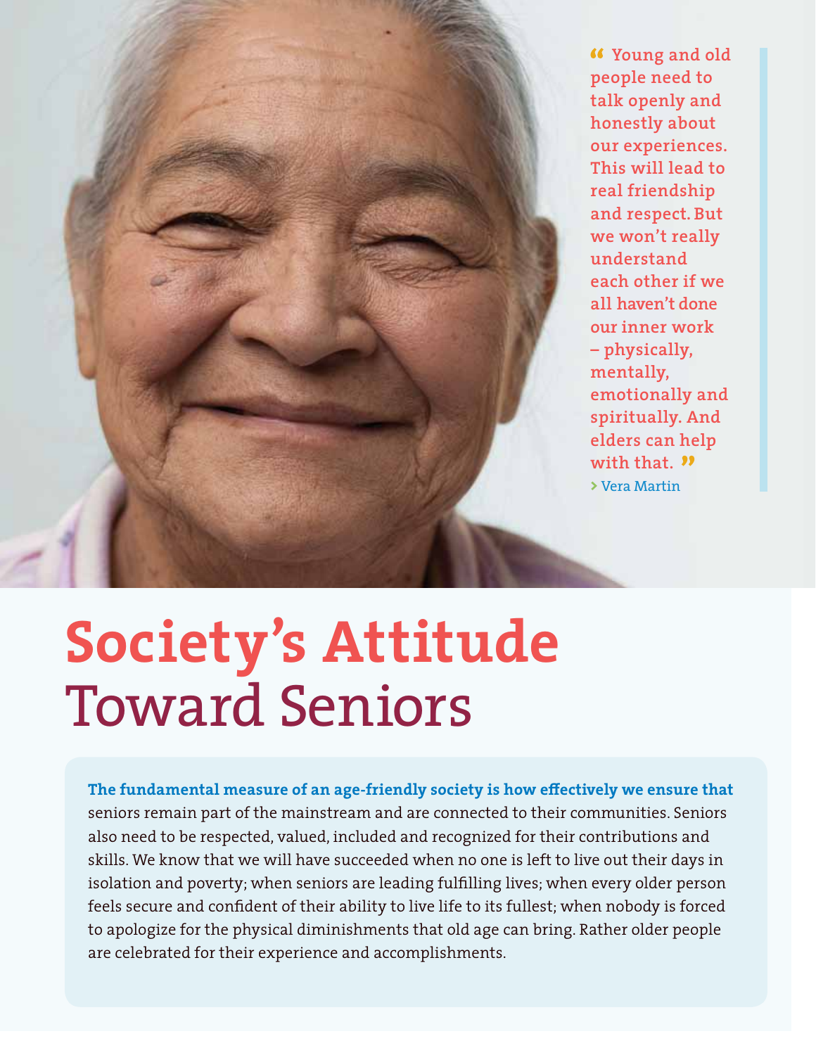> "Young and old people need to talk openly and honestly about our experiences. This will lead to real friendship and respect. But we won't really understand each other if we all haven't done our inner work – physically, mentally, emotionally and spiritually. And elders can help with that."
>
> › Vera Martin

# Society's Attitude Toward Seniors

**The fundamental measure of an age-friendly society is how effectively we ensure that** seniors remain part of the mainstream and are connected to their communities. Seniors also need to be respected, valued, included and recognized for their contributions and skills. We know that we will have succeeded when no one is left to live out their days in isolation and poverty; when seniors are leading fulfilling lives; when every older person feels secure and confident of their ability to live life to its fullest; when nobody is forced to apologize for the physical diminishments that old age can bring. Rather older people are celebrated for their experience and accomplishments.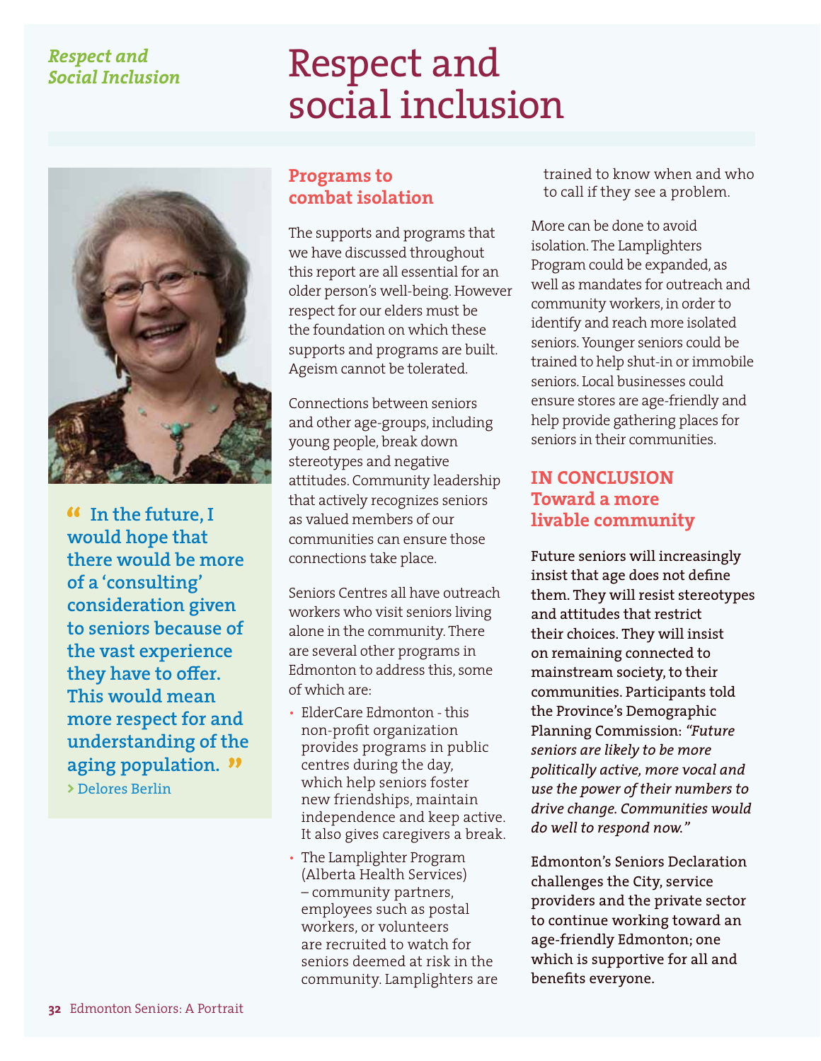# Respect and social inclusion

> “In the future, I would hope that there would be more of a ‘consulting’ consideration given to seniors because of the vast experience they have to offer. This would mean more respect for and understanding of the aging population.”
>
> › Delores Berlin

## Programs to combat isolation

The supports and programs that we have discussed throughout this report are all essential for an older person’s well-being. However respect for our elders must be the foundation on which these supports and programs are built. Ageism cannot be tolerated.

Connections between seniors and other age-groups, including young people, break down stereotypes and negative attitudes. Community leadership that actively recognizes seniors as valued members of our communities can ensure those connections take place.

Seniors Centres all have outreach workers who visit seniors living alone in the community. There are several other programs in Edmonton to address this, some of which are:

- ElderCare Edmonton - this non-profit organization provides programs in public centres during the day, which help seniors foster new friendships, maintain independence and keep active. It also gives caregivers a break.
- The Lamplighter Program (Alberta Health Services) – community partners, employees such as postal workers, or volunteers are recruited to watch for seniors deemed at risk in the community. Lamplighters are trained to know when and who to call if they see a problem.

More can be done to avoid isolation. The Lamplighters Program could be expanded, as well as mandates for outreach and community workers, in order to identify and reach more isolated seniors. Younger seniors could be trained to help shut-in or immobile seniors. Local businesses could ensure stores are age-friendly and help provide gathering places for seniors in their communities.

## IN CONCLUSION Toward a more livable community

**Future seniors will increasingly insist that age does not define them. They will resist stereotypes and attitudes that restrict their choices. They will insist on remaining connected to mainstream society, to their communities. Participants told the Province’s Demographic Planning Commission: *“Future seniors are likely to be more politically active, more vocal and use the power of their numbers to drive change. Communities would do well to respond now.”***

**Edmonton’s Seniors Declaration challenges the City, service providers and the private sector to continue working toward an age-friendly Edmonton; one which is supportive for all and benefits everyone.**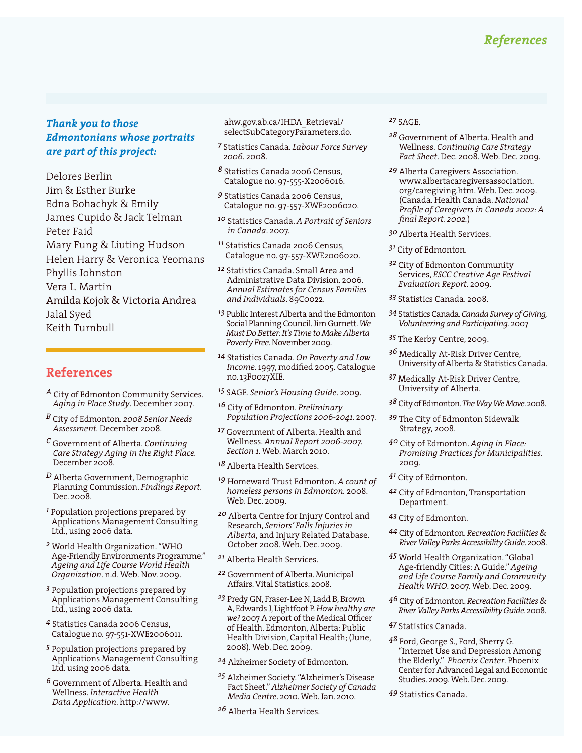# References

***Thank you to those Edmontonians whose portraits are part of this project:***

Delores Berlin
Jim & Esther Burke
Edna Bohachyk & Emily
James Cupido & Jack Telman
Peter Faid
Mary Fung & Liuting Hudson
Helen Harry & Veronica Yeomans
Phyllis Johnston
Vera L. Martin
Amilda Kojok & Victoria Andrea
Jalal Syed
Keith Turnbull

## References

[A] City of Edmonton Community Services. *Aging in Place Study*. December 2007.

[B] City of Edmonton. *2008 Senior Needs Assessment*. December 2008.

[C] Government of Alberta. *Continuing Care Strategy Aging in the Right Place*. December 2008.

[D] Alberta Government, Demographic Planning Commission. *Findings Report*. Dec. 2008.

[1] Population projections prepared by Applications Management Consulting Ltd., using 2006 data.

[2] World Health Organization. "WHO Age-Friendly Environments Programme." *Ageing and Life Course World Health Organization*. n.d. Web. Nov. 2009.

[3] Population projections prepared by Applications Management Consulting Ltd., using 2006 data.

[4] Statistics Canada 2006 Census, Catalogue no. 97-551-XWE2006011.

[5] Population projections prepared by Applications Management Consulting Ltd. using 2006 data.

[6] Government of Alberta. Health and Wellness. *Interactive Health Data Application*. http://www.ahw.gov.ab.ca/IHDA_Retrieval/selectSubCategoryParameters.do.

[7] Statistics Canada. *Labour Force Survey 2006*. 2008.

[8] Statistics Canada 2006 Census, Catalogue no. 97-555-X2006016.

[9] Statistics Canada 2006 Census, Catalogue no. 97-557-XWE2006020.

[10] Statistics Canada. *A Portrait of Seniors in Canada*. 2007.

[11] Statistics Canada 2006 Census, Catalogue no. 97-557-XWE2006020.

[12] Statistics Canada. Small Area and Administrative Data Division. 2006. *Annual Estimates for Census Families and Individuals*. 89C0022.

[13] Public Interest Alberta and the Edmonton Social Planning Council. Jim Gurnett. *We Must Do Better: It's Time to Make Alberta Poverty Free*. November 2009.

[14] Statistics Canada. *On Poverty and Low Income*. 1997, modified 2005. Catalogue no. 13F0027XIE.

[15] SAGE. *Senior's Housing Guide*. 2009.

[16] City of Edmonton. *Preliminary Population Projections 2006-2041*. 2007.

[17] Government of Alberta. Health and Wellness. *Annual Report 2006-2007. Section 1*. Web. March 2010.

[18] Alberta Health Services.

[19] Homeward Trust Edmonton. *A count of homeless persons in Edmonton*. 2008. Web. Dec. 2009.

[20] Alberta Centre for Injury Control and Research, *Seniors' Falls Injuries in Alberta*, and Injury Related Database. October 2008. Web. Dec. 2009.

[21] Alberta Health Services.

[22] Government of Alberta. Municipal Affairs. Vital Statistics. 2008.

[23] Predy GN, Fraser-Lee N, Ladd B, Brown A, Edwards J, Lightfoot P. *How healthy are we?* 2007 A report of the Medical Officer of Health. Edmonton, Alberta: Public Health Division, Capital Health; (June, 2008). Web. Dec. 2009.

[24] Alzheimer Society of Edmonton.

[25] Alzheimer Society. "Alzheimer's Disease Fact Sheet." *Alzheimer Society of Canada Media Centre*. 2010. Web. Jan. 2010.

[26] Alberta Health Services.

[27] SAGE.

[28] Government of Alberta. Health and Wellness. *Continuing Care Strategy Fact Sheet*. Dec. 2008. Web. Dec. 2009.

[29] Alberta Caregivers Association. www.albertacaregiversassociation.org/caregiving.htm. Web. Dec. 2009. (Canada. Health Canada. *National Profile of Caregivers in Canada 2002: A final Report. 2002.*)

[30] Alberta Health Services.

[31] City of Edmonton.

[32] City of Edmonton Community Services, *ESCC Creative Age Festival Evaluation Report*. 2009.

[33] Statistics Canada. 2008.

[34] Statistics Canada. *Canada Survey of Giving, Volunteering and Participating*. 2007

[35] The Kerby Centre, 2009.

[36] Medically At-Risk Driver Centre, University of Alberta & Statistics Canada.

[37] Medically At-Risk Driver Centre, University of Alberta.

[38] City of Edmonton. *The Way We Move*. 2008.

[39] The City of Edmonton Sidewalk Strategy, 2008.

[40] City of Edmonton. *Aging in Place: Promising Practices for Municipalities*. 2009.

[41] City of Edmonton.

[42] City of Edmonton, Transportation Department.

[43] City of Edmonton.

[44] City of Edmonton. *Recreation Facilities & River Valley Parks Accessibility Guide*. 2008.

[45] World Health Organization. "Global Age-friendly Cities: A Guide." *Ageing and Life Course Family and Community Health WHO*. 2007. Web. Dec. 2009.

[46] City of Edmonton. *Recreation Facilities & River Valley Parks Accessibility Guide*. 2008.

[47] Statistics Canada.

[48] Ford, George S., Ford, Sherry G. "Internet Use and Depression Among the Elderly." *Phoenix Center*. Phoenix Center for Advanced Legal and Economic Studies. 2009. Web. Dec. 2009.

[49] Statistics Canada.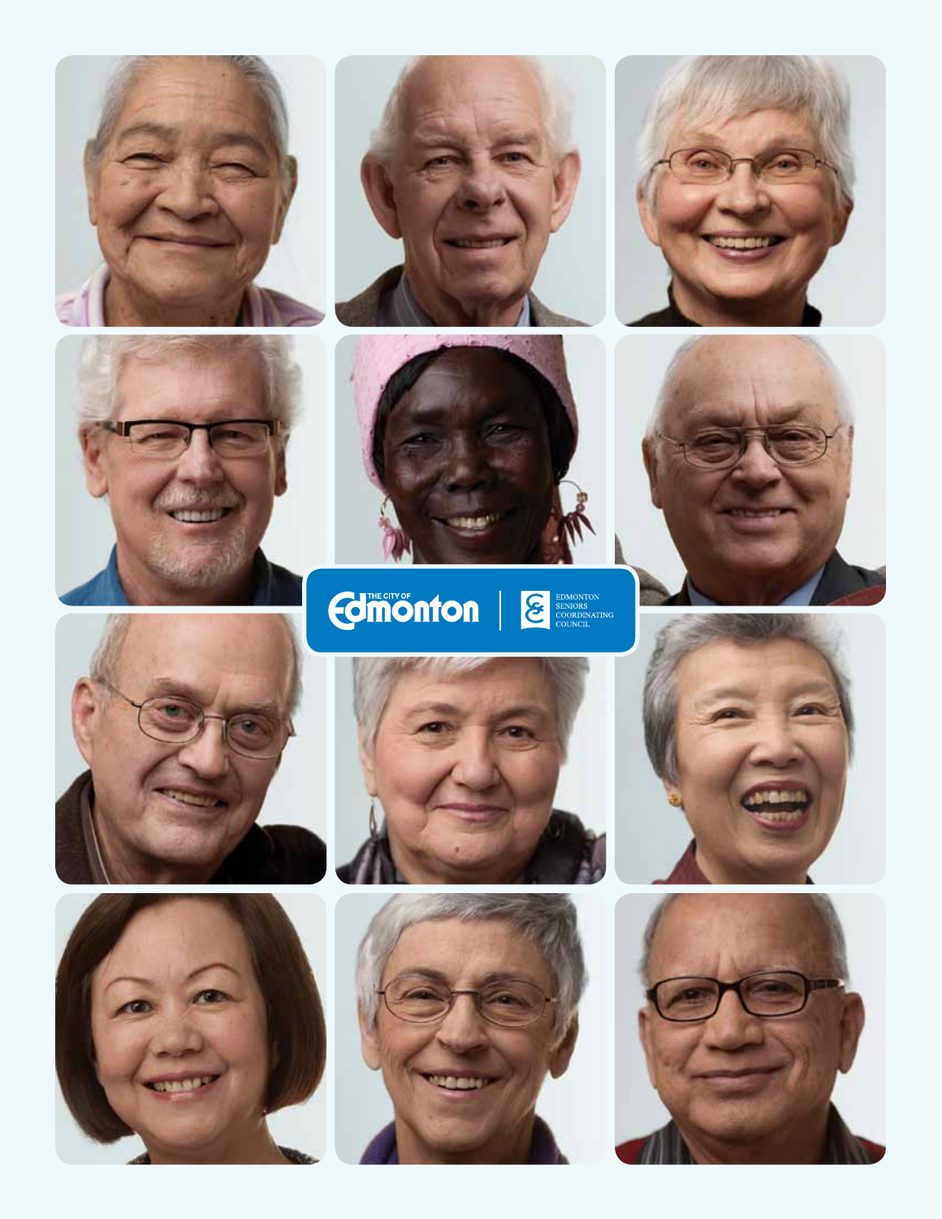THE CITY OF Edmonton | EDMONTON SENIORS COORDINATING COUNCIL